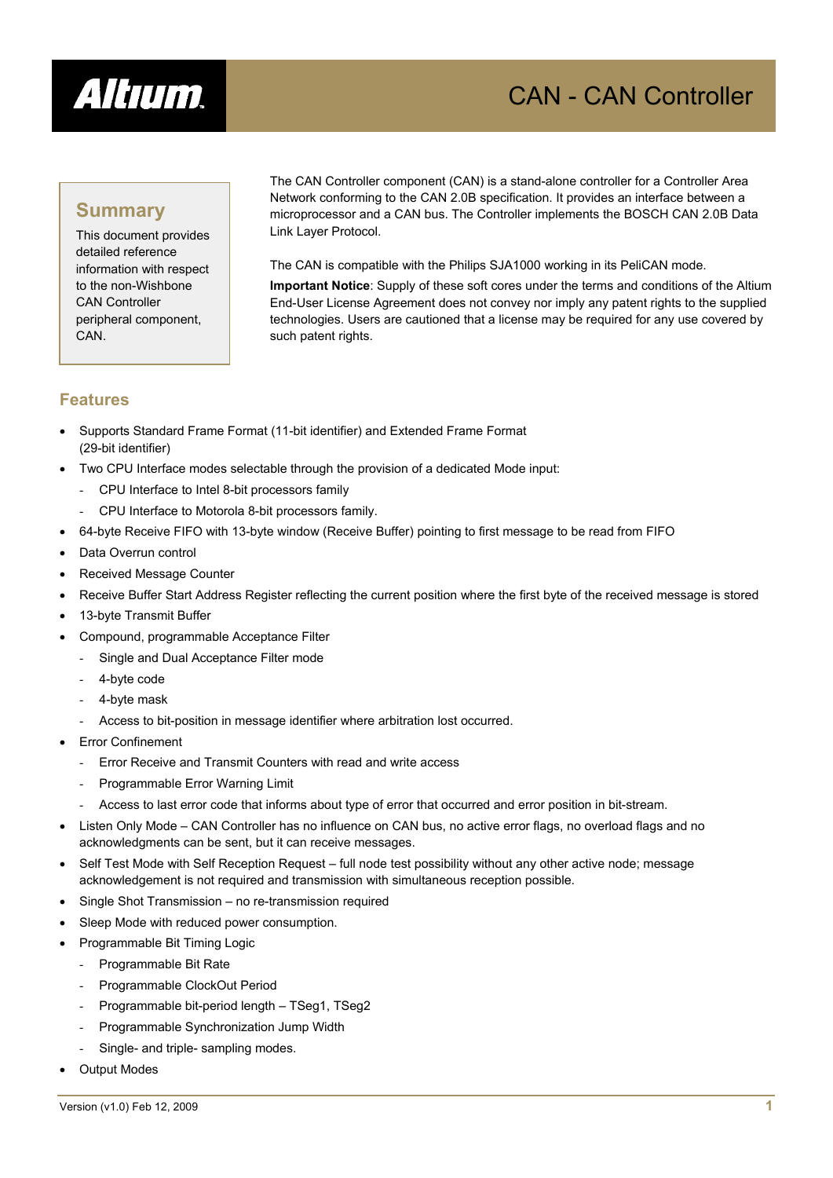# CAN - CAN Controller

## Summary

This document provides detailed reference information with respect to the non-Wishbone CAN Controller peripheral component, CAN.

The CAN Controller component (CAN) is a stand-alone controller for a Controller Area Network conforming to the CAN 2.0B specification. It provides an interface between a microprocessor and a CAN bus. The Controller implements the BOSCH CAN 2.0B Data Link Layer Protocol.

The CAN is compatible with the Philips SJA1000 working in its PeliCAN mode.

**Important Notice**: Supply of these soft cores under the terms and conditions of the Altium End-User License Agreement does not convey nor imply any patent rights to the supplied technologies. Users are cautioned that a license may be required for any use covered by such patent rights.

## Features

- Supports Standard Frame Format (11-bit identifier) and Extended Frame Format (29-bit identifier)
- Two CPU Interface modes selectable through the provision of a dedicated Mode input:
  - CPU Interface to Intel 8-bit processors family
  - CPU Interface to Motorola 8-bit processors family.
- 64-byte Receive FIFO with 13-byte window (Receive Buffer) pointing to first message to be read from FIFO
- Data Overrun control
- Received Message Counter
- Receive Buffer Start Address Register reflecting the current position where the first byte of the received message is stored
- 13-byte Transmit Buffer
- Compound, programmable Acceptance Filter
  - Single and Dual Acceptance Filter mode
  - 4-byte code
  - 4-byte mask
  - Access to bit-position in message identifier where arbitration lost occurred.
- Error Confinement
  - Error Receive and Transmit Counters with read and write access
  - Programmable Error Warning Limit
  - Access to last error code that informs about type of error that occurred and error position in bit-stream.
- Listen Only Mode – CAN Controller has no influence on CAN bus, no active error flags, no overload flags and no acknowledgments can be sent, but it can receive messages.
- Self Test Mode with Self Reception Request – full node test possibility without any other active node; message acknowledgement is not required and transmission with simultaneous reception possible.
- Single Shot Transmission – no re-transmission required
- Sleep Mode with reduced power consumption.
- Programmable Bit Timing Logic
  - Programmable Bit Rate
  - Programmable ClockOut Period
  - Programmable bit-period length – TSeg1, TSeg2
  - Programmable Synchronization Jump Width
  - Single- and triple- sampling modes.
- Output Modes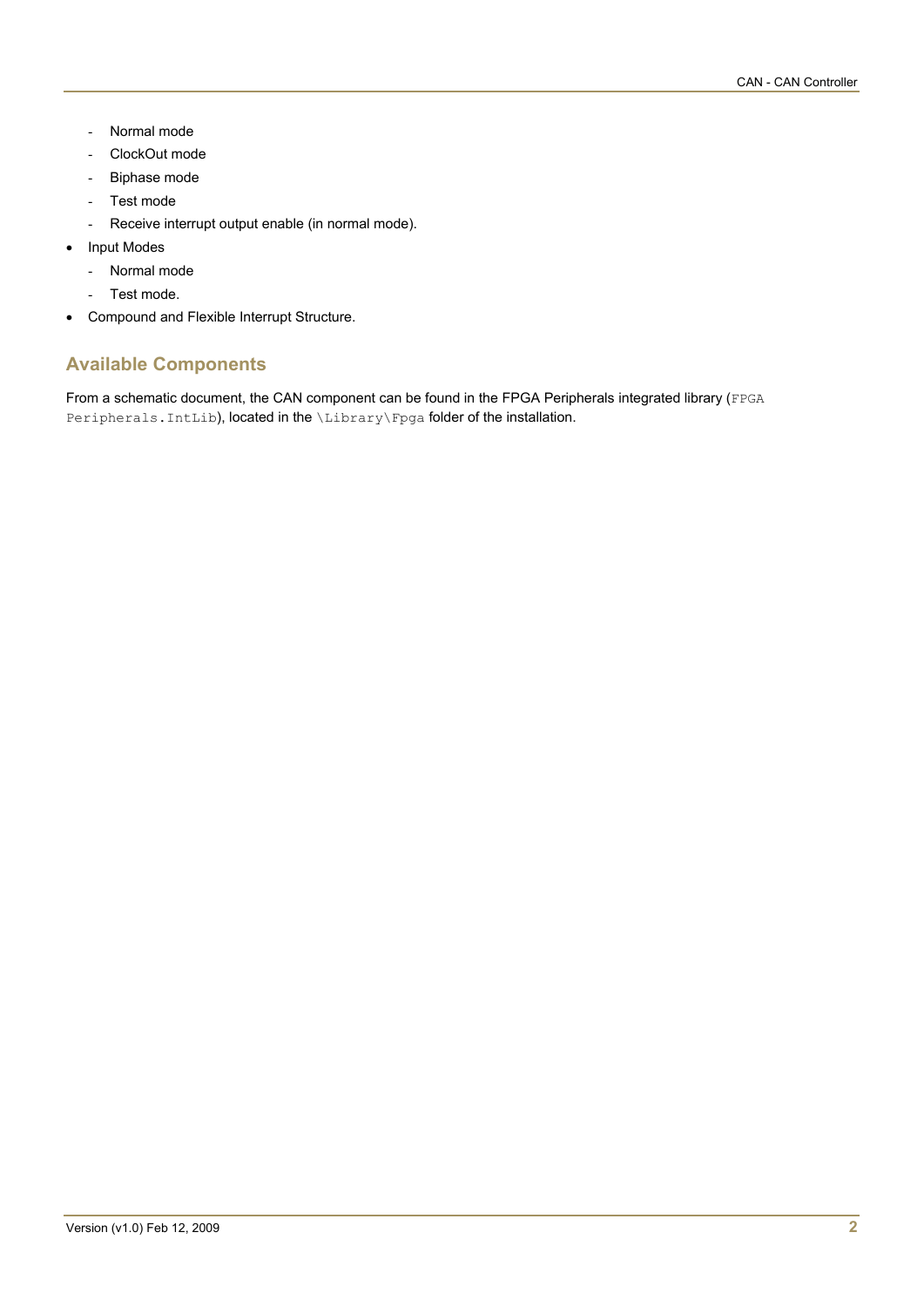- Normal mode
  - ClockOut mode
  - Biphase mode
  - Test mode
  - Receive interrupt output enable (in normal mode).
- Input Modes
  - Normal mode
  - Test mode.
- Compound and Flexible Interrupt Structure.

## Available Components

From a schematic document, the CAN component can be found in the FPGA Peripherals integrated library (`FPGA Peripherals.IntLib`), located in the `\Library\Fpga` folder of the installation.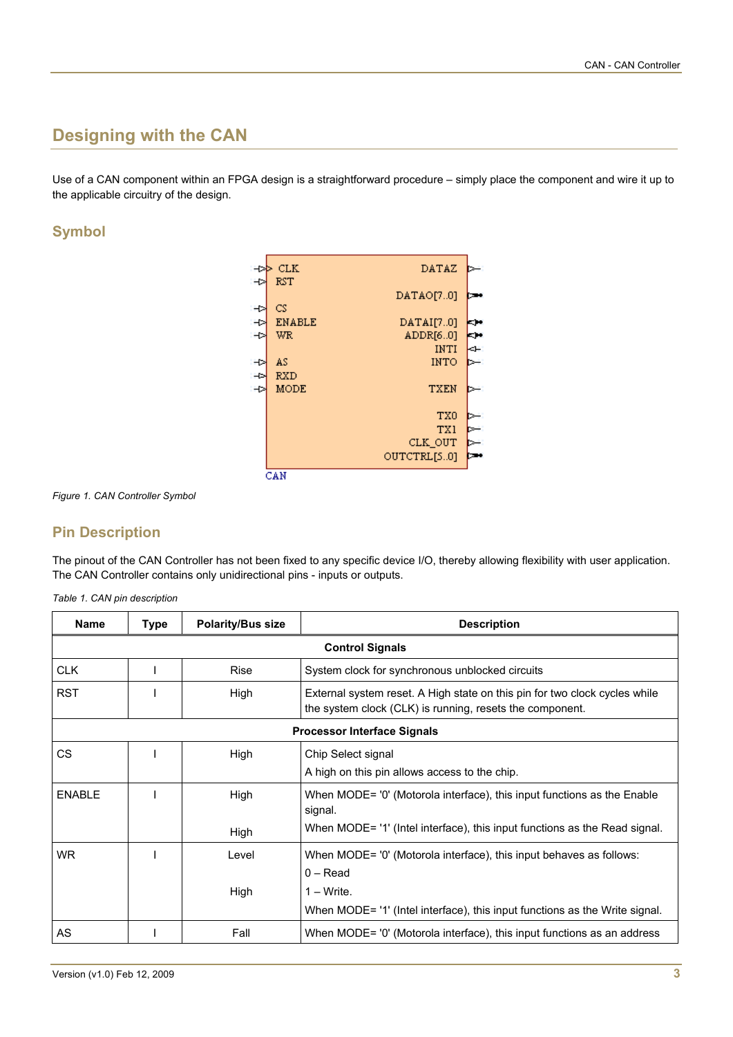## Designing with the CAN

Use of a CAN component within an FPGA design is a straightforward procedure – simply place the component and wire it up to the applicable circuitry of the design.

### Symbol

*Figure 1. CAN Controller Symbol*

### Pin Description

The pinout of the CAN Controller has not been fixed to any specific device I/O, thereby allowing flexibility with user application. The CAN Controller contains only unidirectional pins - inputs or outputs.

*Table 1. CAN pin description*

| Name | Type | Polarity/Bus size | Description |
|---|---|---|---|
| **Control Signals** | | | |
| CLK | I | Rise | System clock for synchronous unblocked circuits |
| RST | I | High | External system reset. A High state on this pin for two clock cycles while the system clock (CLK) is running, resets the component. |
| **Processor Interface Signals** | | | |
| CS | I | High | Chip Select signal<br>A high on this pin allows access to the chip. |
| ENABLE | I | High<br><br>High | When MODE= '0' (Motorola interface), this input functions as the Enable signal.<br>When MODE= '1' (Intel interface), this input functions as the Read signal. |
| WR | I | Level<br><br>High | When MODE= '0' (Motorola interface), this input behaves as follows:<br>0 – Read<br>1 – Write.<br>When MODE= '1' (Intel interface), this input functions as the Write signal. |
| AS | I | Fall | When MODE= '0' (Motorola interface), this input functions as an address |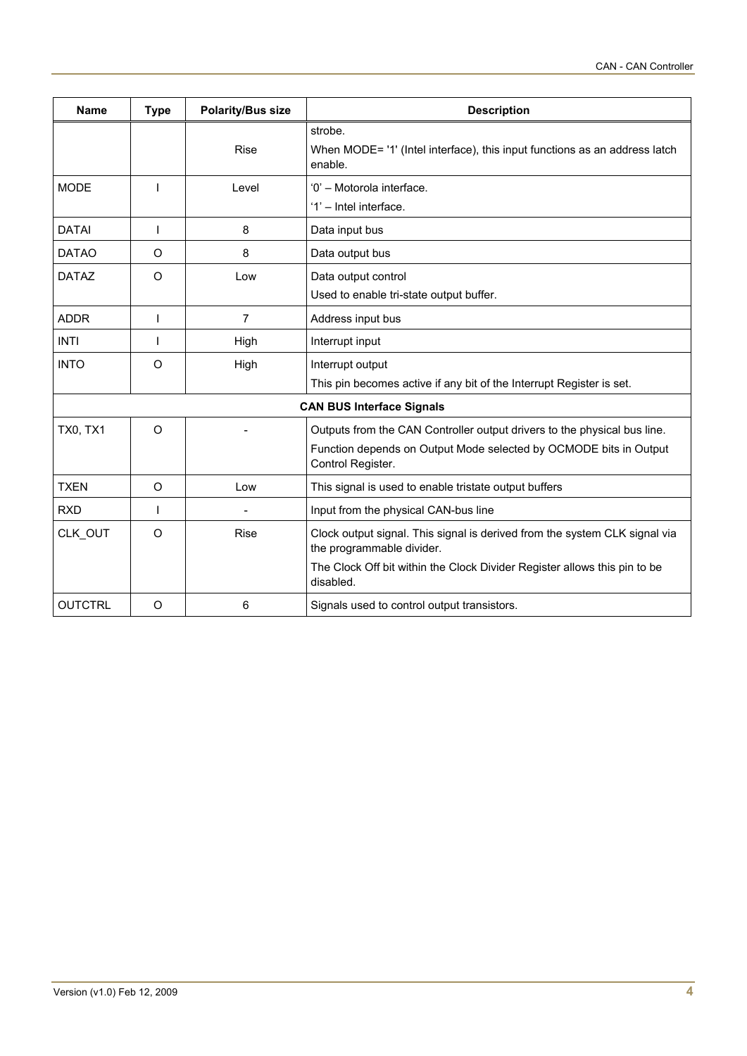| Name | Type | Polarity/Bus size | Description |
|---|---|---|---|
| | | Rise | strobe.<br>When MODE= '1' (Intel interface), this input functions as an address latch enable. |
| MODE | I | Level | '0' – Motorola interface.<br>'1' – Intel interface. |
| DATAI | I | 8 | Data input bus |
| DATAO | O | 8 | Data output bus |
| DATAZ | O | Low | Data output control<br>Used to enable tri-state output buffer. |
| ADDR | I | 7 | Address input bus |
| INTI | I | High | Interrupt input |
| INTO | O | High | Interrupt output<br>This pin becomes active if any bit of the Interrupt Register is set. |
| **CAN BUS Interface Signals** | | | |
| TX0, TX1 | O | - | Outputs from the CAN Controller output drivers to the physical bus line.<br>Function depends on Output Mode selected by OCMODE bits in Output Control Register. |
| TXEN | O | Low | This signal is used to enable tristate output buffers |
| RXD | I | - | Input from the physical CAN-bus line |
| CLK_OUT | O | Rise | Clock output signal. This signal is derived from the system CLK signal via the programmable divider.<br>The Clock Off bit within the Clock Divider Register allows this pin to be disabled. |
| OUTCTRL | O | 6 | Signals used to control output transistors. |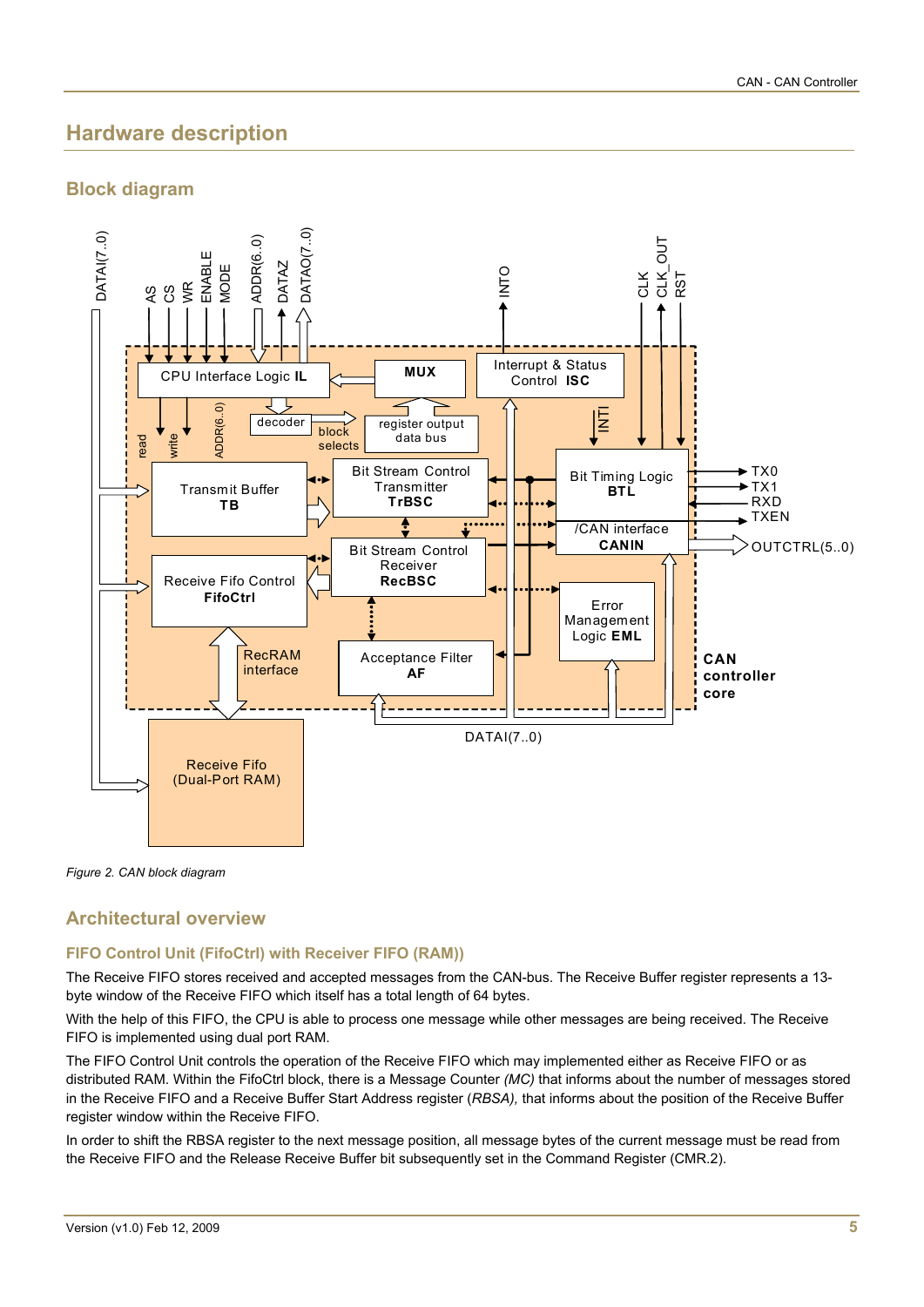# Hardware description

## Block diagram

*Figure 2. CAN block diagram*

## Architectural overview

### FIFO Control Unit (FifoCtrl) with Receiver FIFO (RAM))

The Receive FIFO stores received and accepted messages from the CAN-bus. The Receive Buffer register represents a 13-byte window of the Receive FIFO which itself has a total length of 64 bytes.

With the help of this FIFO, the CPU is able to process one message while other messages are being received. The Receive FIFO is implemented using dual port RAM.

The FIFO Control Unit controls the operation of the Receive FIFO which may implemented either as Receive FIFO or as distributed RAM. Within the FifoCtrl block, there is a Message Counter *(MC)* that informs about the number of messages stored in the Receive FIFO and a Receive Buffer Start Address register (*RBSA),* that informs about the position of the Receive Buffer register window within the Receive FIFO.

In order to shift the RBSA register to the next message position, all message bytes of the current message must be read from the Receive FIFO and the Release Receive Buffer bit subsequently set in the Command Register (CMR.2).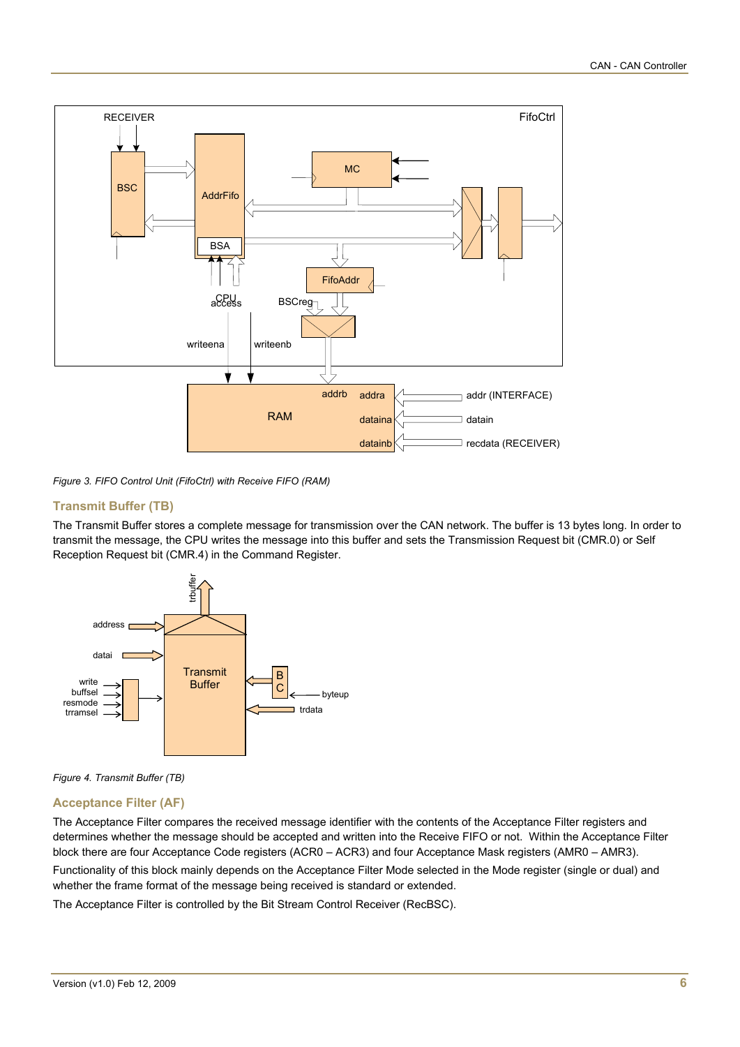Figure 3. FIFO Control Unit (FifoCtrl) with Receive FIFO (RAM)

## Transmit Buffer (TB)

The Transmit Buffer stores a complete message for transmission over the CAN network. The buffer is 13 bytes long. In order to transmit the message, the CPU writes the message into this buffer and sets the Transmission Request bit (CMR.0) or Self Reception Request bit (CMR.4) in the Command Register.

Figure 4. Transmit Buffer (TB)

## Acceptance Filter (AF)

The Acceptance Filter compares the received message identifier with the contents of the Acceptance Filter registers and determines whether the message should be accepted and written into the Receive FIFO or not. Within the Acceptance Filter block there are four Acceptance Code registers (ACR0 – ACR3) and four Acceptance Mask registers (AMR0 – AMR3).

Functionality of this block mainly depends on the Acceptance Filter Mode selected in the Mode register (single or dual) and whether the frame format of the message being received is standard or extended.

The Acceptance Filter is controlled by the Bit Stream Control Receiver (RecBSC).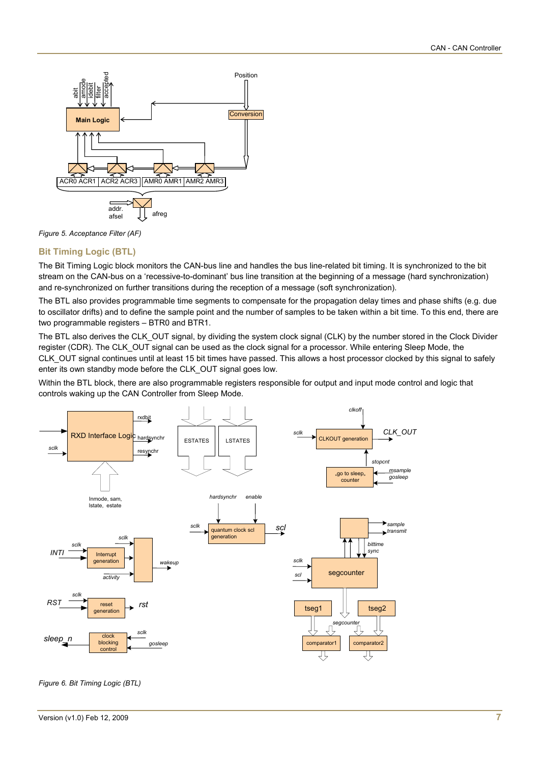Figure 5. Acceptance Filter (AF)

## Bit Timing Logic (BTL)

The Bit Timing Logic block monitors the CAN-bus line and handles the bus line-related bit timing. It is synchronized to the bit stream on the CAN-bus on a ‘recessive-to-dominant’ bus line transition at the beginning of a message (hard synchronization) and re-synchronized on further transitions during the reception of a message (soft synchronization).

The BTL also provides programmable time segments to compensate for the propagation delay times and phase shifts (e.g. due to oscillator drifts) and to define the sample point and the number of samples to be taken within a bit time. To this end, there are two programmable registers – BTR0 and BTR1.

The BTL also derives the CLK_OUT signal, by dividing the system clock signal (CLK) by the number stored in the Clock Divider register (CDR). The CLK_OUT signal can be used as the clock signal for a processor. While entering Sleep Mode, the CLK_OUT signal continues until at least 15 bit times have passed. This allows a host processor clocked by this signal to safely enter its own standby mode before the CLK_OUT signal goes low.

Within the BTL block, there are also programmable registers responsible for output and input mode control and logic that controls waking up the CAN Controller from Sleep Mode.

Figure 6. Bit Timing Logic (BTL)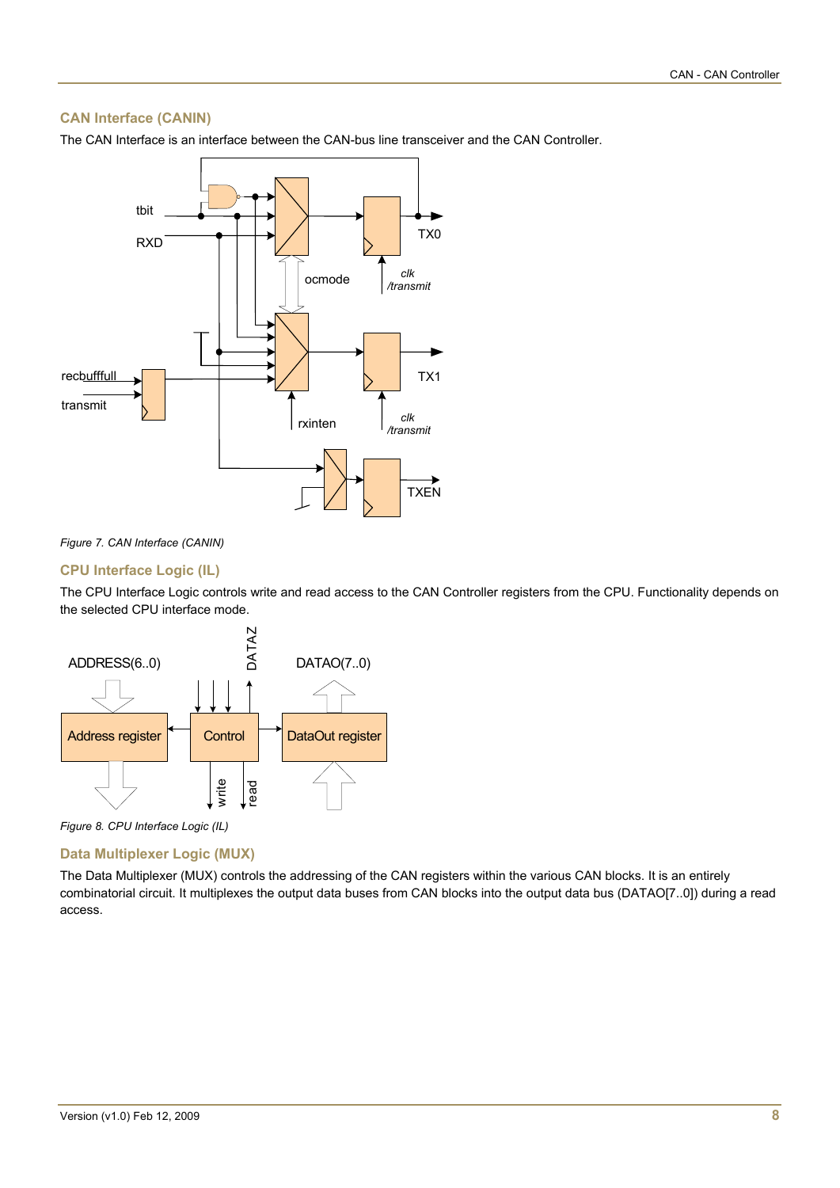### CAN Interface (CANIN)

The CAN Interface is an interface between the CAN-bus line transceiver and the CAN Controller.

*Figure 7. CAN Interface (CANIN)*

### CPU Interface Logic (IL)

The CPU Interface Logic controls write and read access to the CAN Controller registers from the CPU. Functionality depends on the selected CPU interface mode.

*Figure 8. CPU Interface Logic (IL)*

### Data Multiplexer Logic (MUX)

The Data Multiplexer (MUX) controls the addressing of the CAN registers within the various CAN blocks. It is an entirely combinatorial circuit. It multiplexes the output data buses from CAN blocks into the output data bus (DATAO[7..0]) during a read access.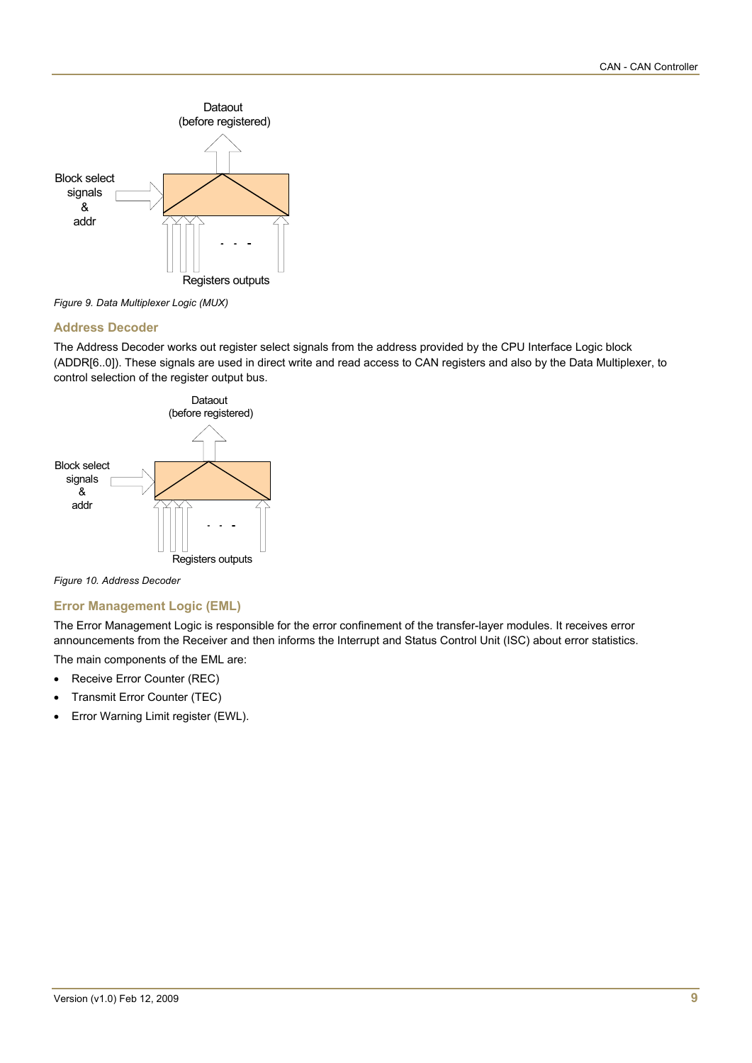Figure 9. Data Multiplexer Logic (MUX)

## Address Decoder

The Address Decoder works out register select signals from the address provided by the CPU Interface Logic block (ADDR[6..0]). These signals are used in direct write and read access to CAN registers and also by the Data Multiplexer, to control selection of the register output bus.

Figure 10. Address Decoder

## Error Management Logic (EML)

The Error Management Logic is responsible for the error confinement of the transfer-layer modules. It receives error announcements from the Receiver and then informs the Interrupt and Status Control Unit (ISC) about error statistics.

The main components of the EML are:

- Receive Error Counter (REC)
- Transmit Error Counter (TEC)
- Error Warning Limit register (EWL).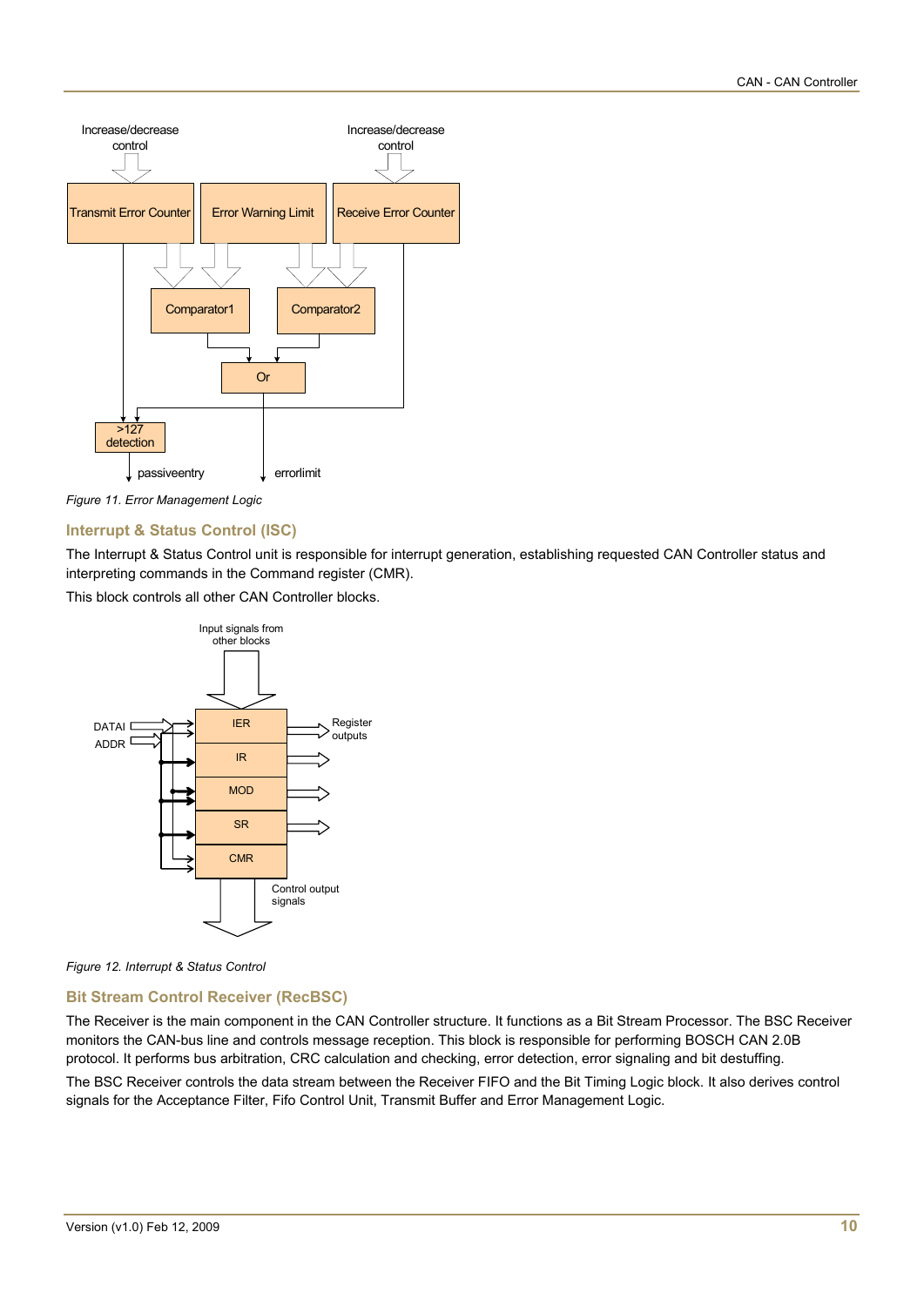Figure 11. Error Management Logic

## Interrupt & Status Control (ISC)

The Interrupt & Status Control unit is responsible for interrupt generation, establishing requested CAN Controller status and interpreting commands in the Command register (CMR).

This block controls all other CAN Controller blocks.

Figure 12. Interrupt & Status Control

## Bit Stream Control Receiver (RecBSC)

The Receiver is the main component in the CAN Controller structure. It functions as a Bit Stream Processor. The BSC Receiver monitors the CAN-bus line and controls message reception. This block is responsible for performing BOSCH CAN 2.0B protocol. It performs bus arbitration, CRC calculation and checking, error detection, error signaling and bit destuffing.

The BSC Receiver controls the data stream between the Receiver FIFO and the Bit Timing Logic block. It also derives control signals for the Acceptance Filter, Fifo Control Unit, Transmit Buffer and Error Management Logic.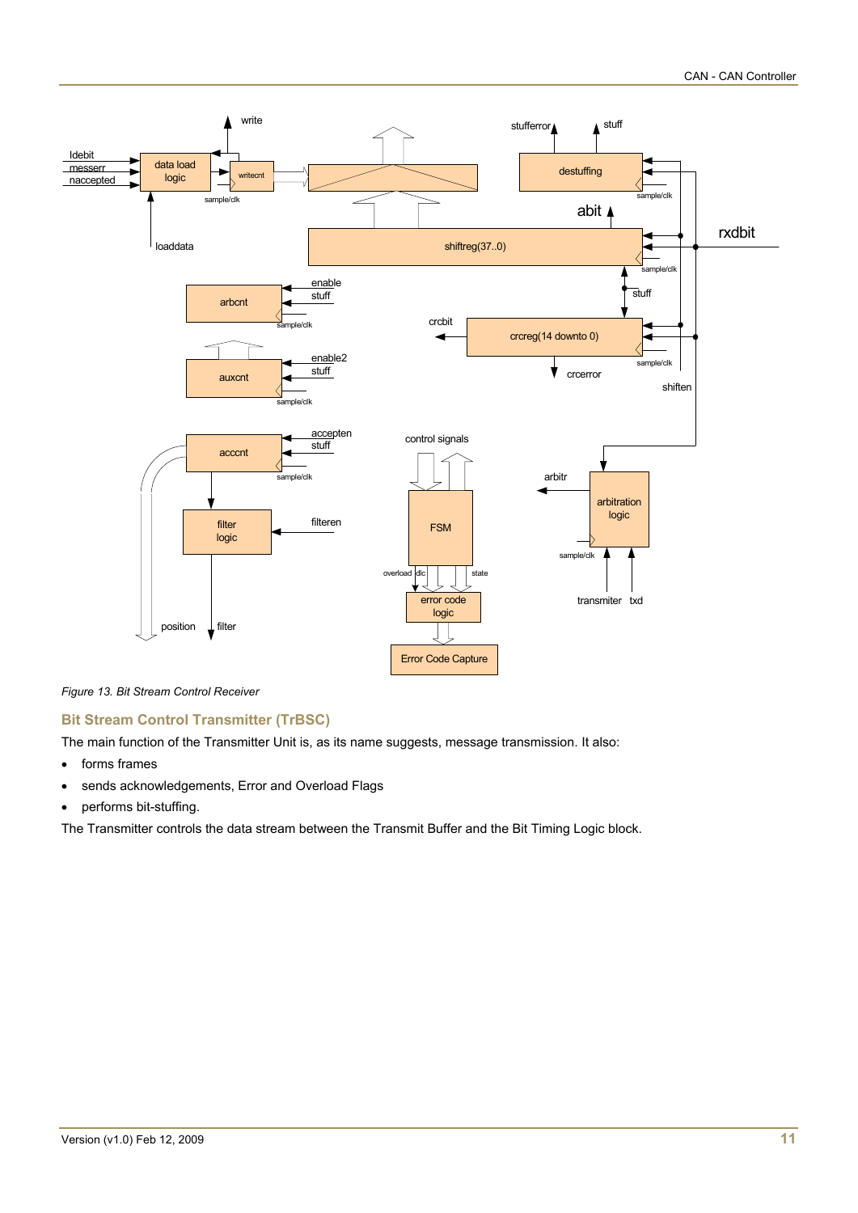*Figure 13. Bit Stream Control Receiver*

## Bit Stream Control Transmitter (TrBSC)

The main function of the Transmitter Unit is, as its name suggests, message transmission. It also:

- forms frames
- sends acknowledgements, Error and Overload Flags
- performs bit-stuffing.

The Transmitter controls the data stream between the Transmit Buffer and the Bit Timing Logic block.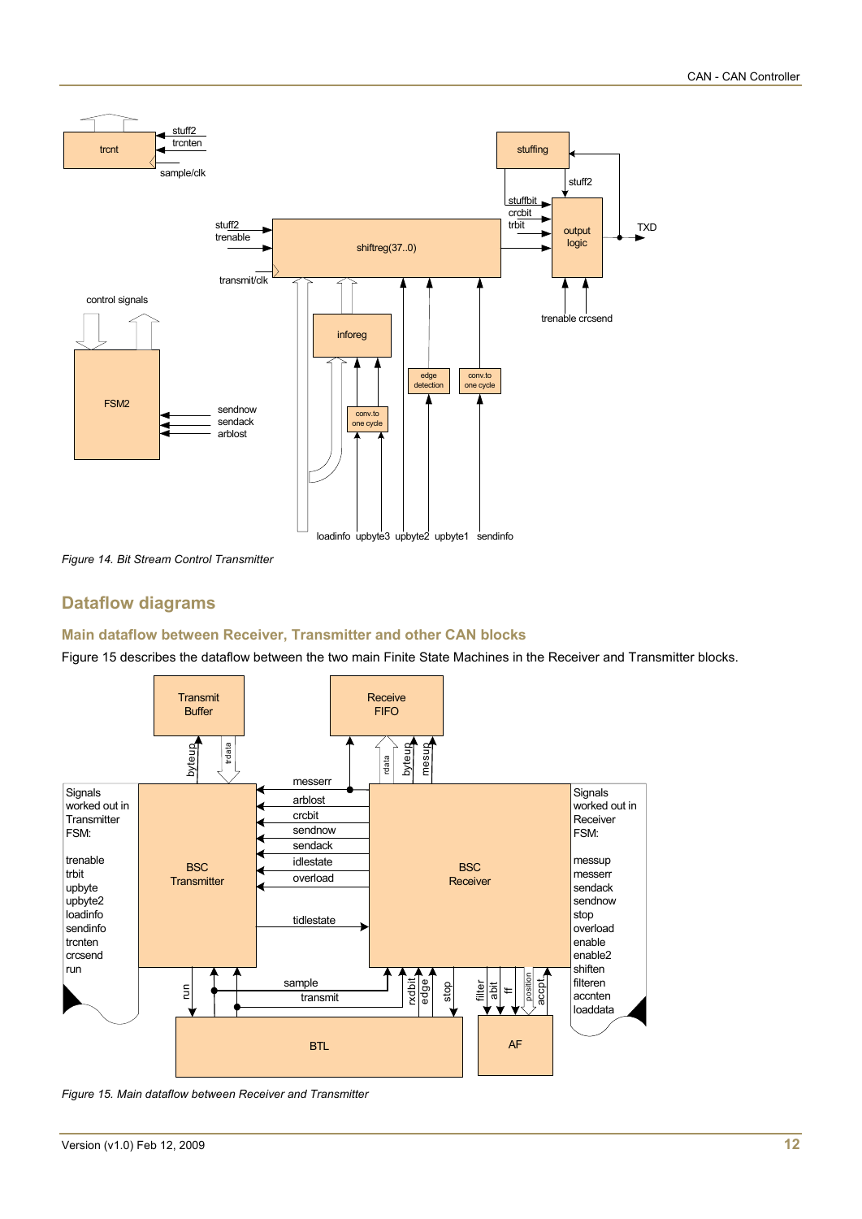Figure 14. Bit Stream Control Transmitter

## Dataflow diagrams

### Main dataflow between Receiver, Transmitter and other CAN blocks

Figure 15 describes the dataflow between the two main Finite State Machines in the Receiver and Transmitter blocks.

Figure 15. Main dataflow between Receiver and Transmitter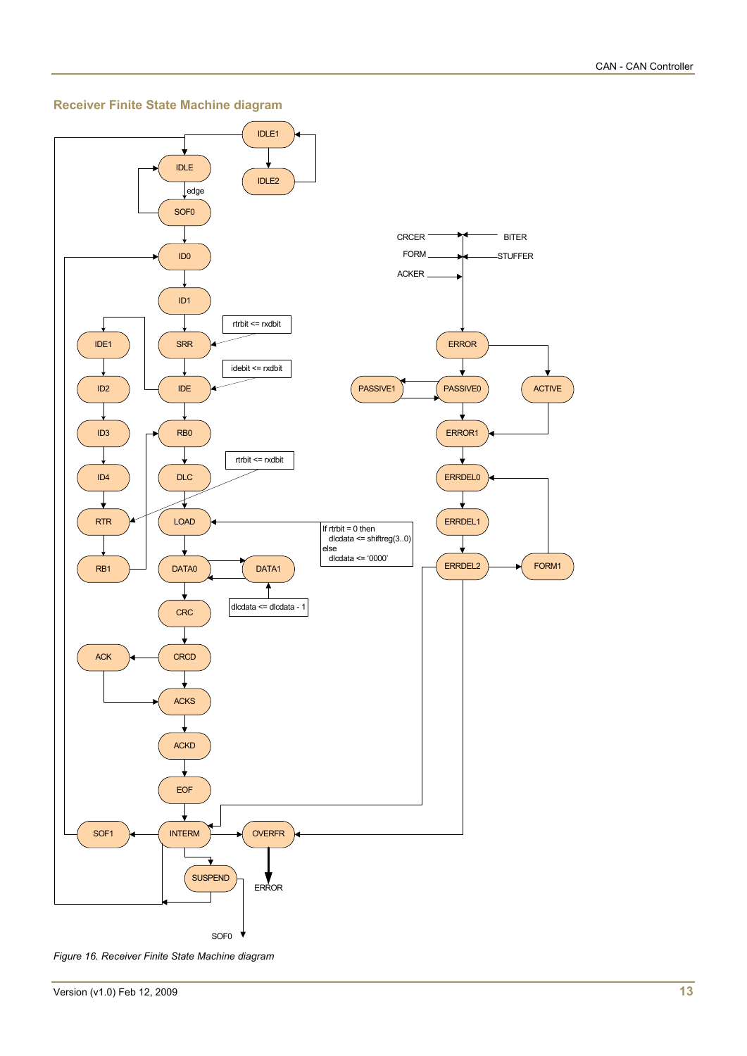### Receiver Finite State Machine diagram

IDLE1
IDLE
IDLE2
edge
SOF0
ID0
ID1
IDE1
SRR
rtrbit <= rxdbit
ID2
IDE
idebit <= rxdbit
ID3
RB0
ID4
DLC
rtrbit <= rxdbit
RTR
LOAD
If rtrbit = 0 then
 dlcdata <= shiftreg(3..0)
else
 dlcdata <= '0000'
RB1
DATA0
DATA1
dlcdata <= dlcdata - 1
CRC
ACK
CRCD
ACKS
ACKD
EOF
SOF1
INTERM
OVERFR
ERROR
SUSPEND
SOF0

CRCER
BITER
FORM
STUFFER
ACKER
ERROR
PASSIVE1
PASSIVE0
ACTIVE
ERROR1
ERRDEL0
ERRDEL1
ERRDEL2
FORM1

*Figure 16. Receiver Finite State Machine diagram*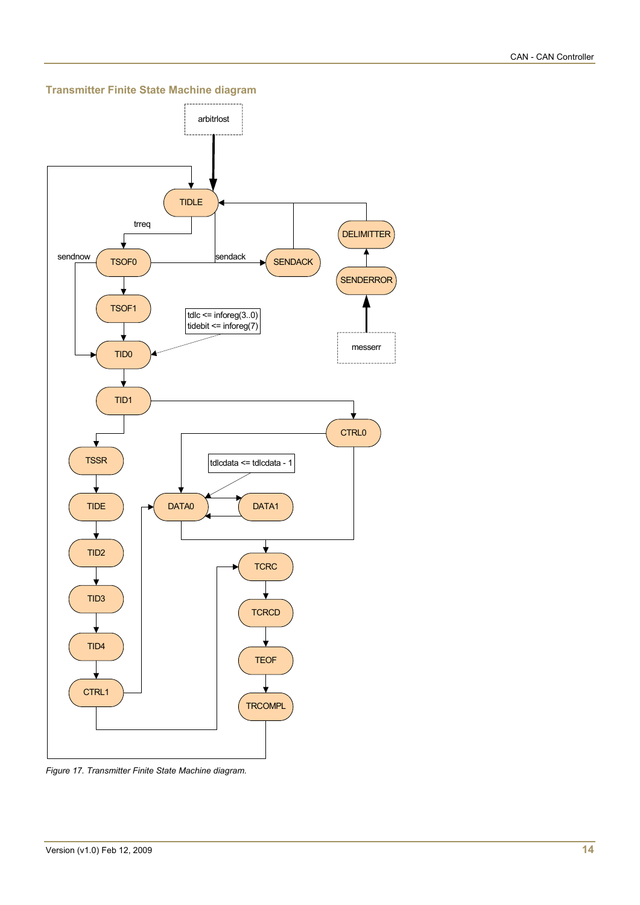### Transmitter Finite State Machine diagram

*Figure 17. Transmitter Finite State Machine diagram.*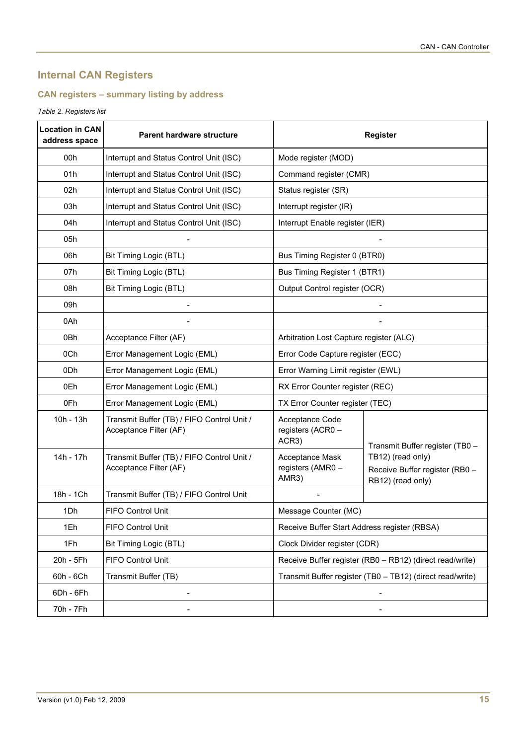## Internal CAN Registers

### CAN registers – summary listing by address

*Table 2. Registers list*

| Location in CAN address space | Parent hardware structure | Register | |
|---|---|---|---|
| 00h | Interrupt and Status Control Unit (ISC) | Mode register (MOD) | |
| 01h | Interrupt and Status Control Unit (ISC) | Command register (CMR) | |
| 02h | Interrupt and Status Control Unit (ISC) | Status register (SR) | |
| 03h | Interrupt and Status Control Unit (ISC) | Interrupt register (IR) | |
| 04h | Interrupt and Status Control Unit (ISC) | Interrupt Enable register (IER) | |
| 05h | - | - | |
| 06h | Bit Timing Logic (BTL) | Bus Timing Register 0 (BTR0) | |
| 07h | Bit Timing Logic (BTL) | Bus Timing Register 1 (BTR1) | |
| 08h | Bit Timing Logic (BTL) | Output Control register (OCR) | |
| 09h | - | - | |
| 0Ah | - | - | |
| 0Bh | Acceptance Filter (AF) | Arbitration Lost Capture register (ALC) | |
| 0Ch | Error Management Logic (EML) | Error Code Capture register (ECC) | |
| 0Dh | Error Management Logic (EML) | Error Warning Limit register (EWL) | |
| 0Eh | Error Management Logic (EML) | RX Error Counter register (REC) | |
| 0Fh | Error Management Logic (EML) | TX Error Counter register (TEC) | |
| 10h - 13h | Transmit Buffer (TB) / FIFO Control Unit / Acceptance Filter (AF) | Acceptance Code registers (ACR0 – ACR3) | Transmit Buffer register (TB0 – TB12) (read only) Receive Buffer register (RB0 – RB12) (read only) |
| 14h - 17h | Transmit Buffer (TB) / FIFO Control Unit / Acceptance Filter (AF) | Acceptance Mask registers (AMR0 – AMR3) | |
| 18h - 1Ch | Transmit Buffer (TB) / FIFO Control Unit | - | |
| 1Dh | FIFO Control Unit | Message Counter (MC) | |
| 1Eh | FIFO Control Unit | Receive Buffer Start Address register (RBSA) | |
| 1Fh | Bit Timing Logic (BTL) | Clock Divider register (CDR) | |
| 20h - 5Fh | FIFO Control Unit | Receive Buffer register (RB0 – RB12) (direct read/write) | |
| 60h - 6Ch | Transmit Buffer (TB) | Transmit Buffer register (TB0 – TB12) (direct read/write) | |
| 6Dh - 6Fh | - | - | |
| 70h - 7Fh | - | - | |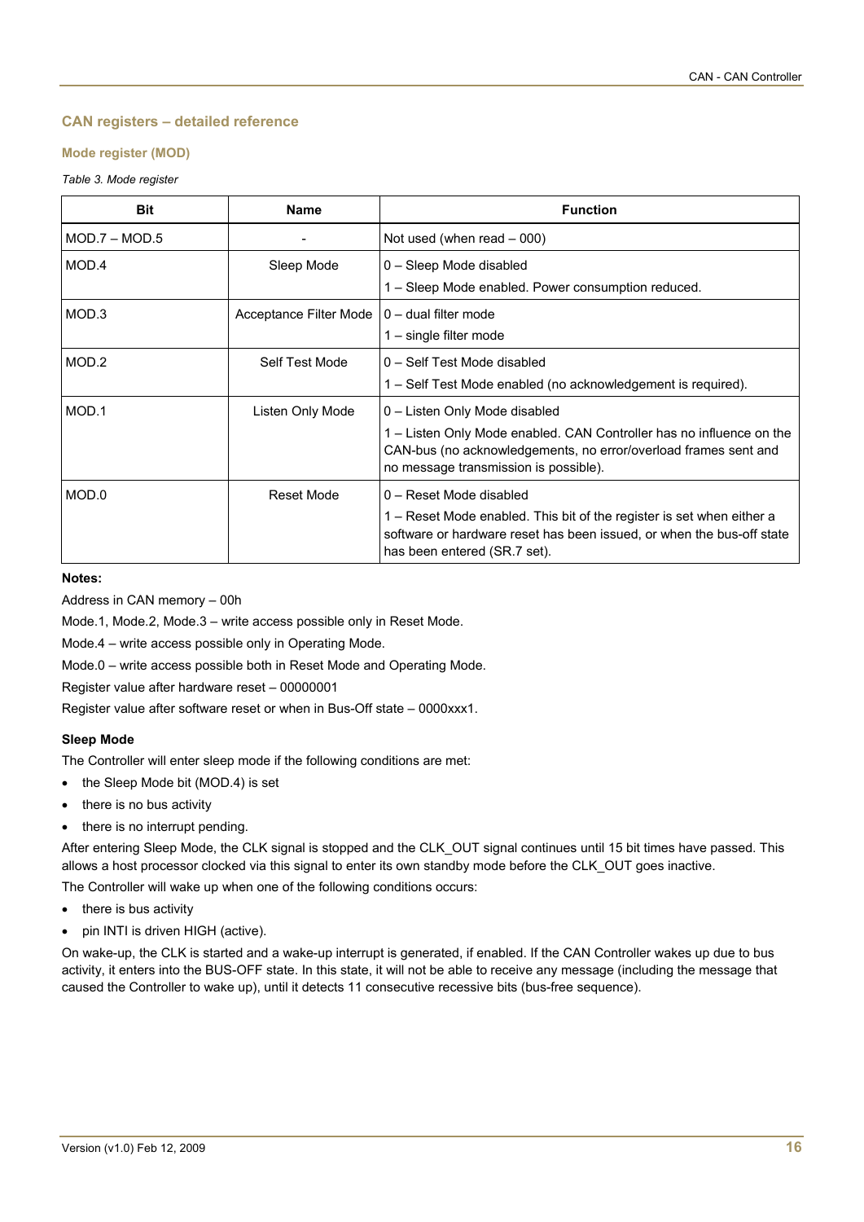## CAN registers – detailed reference

### Mode register (MOD)

*Table 3. Mode register*

| Bit | Name | Function |
| --- | --- | --- |
| MOD.7 – MOD.5 | - | Not used (when read – 000) |
| MOD.4 | Sleep Mode | 0 – Sleep Mode disabled<br>1 – Sleep Mode enabled. Power consumption reduced. |
| MOD.3 | Acceptance Filter Mode | 0 – dual filter mode<br>1 – single filter mode |
| MOD.2 | Self Test Mode | 0 – Self Test Mode disabled<br>1 – Self Test Mode enabled (no acknowledgement is required). |
| MOD.1 | Listen Only Mode | 0 – Listen Only Mode disabled<br>1 – Listen Only Mode enabled. CAN Controller has no influence on the CAN-bus (no acknowledgements, no error/overload frames sent and no message transmission is possible). |
| MOD.0 | Reset Mode | 0 – Reset Mode disabled<br>1 – Reset Mode enabled. This bit of the register is set when either a software or hardware reset has been issued, or when the bus-off state has been entered (SR.7 set). |

**Notes:**

Address in CAN memory – 00h

Mode.1, Mode.2, Mode.3 – write access possible only in Reset Mode.

Mode.4 – write access possible only in Operating Mode.

Mode.0 – write access possible both in Reset Mode and Operating Mode.

Register value after hardware reset – 00000001

Register value after software reset or when in Bus-Off state – 0000xxx1.

**Sleep Mode**

The Controller will enter sleep mode if the following conditions are met:

- the Sleep Mode bit (MOD.4) is set
- there is no bus activity
- there is no interrupt pending.

After entering Sleep Mode, the CLK signal is stopped and the CLK_OUT signal continues until 15 bit times have passed. This allows a host processor clocked via this signal to enter its own standby mode before the CLK_OUT goes inactive.

The Controller will wake up when one of the following conditions occurs:

- there is bus activity
- pin INTI is driven HIGH (active).

On wake-up, the CLK is started and a wake-up interrupt is generated, if enabled. If the CAN Controller wakes up due to bus activity, it enters into the BUS-OFF state. In this state, it will not be able to receive any message (including the message that caused the Controller to wake up), until it detects 11 consecutive recessive bits (bus-free sequence).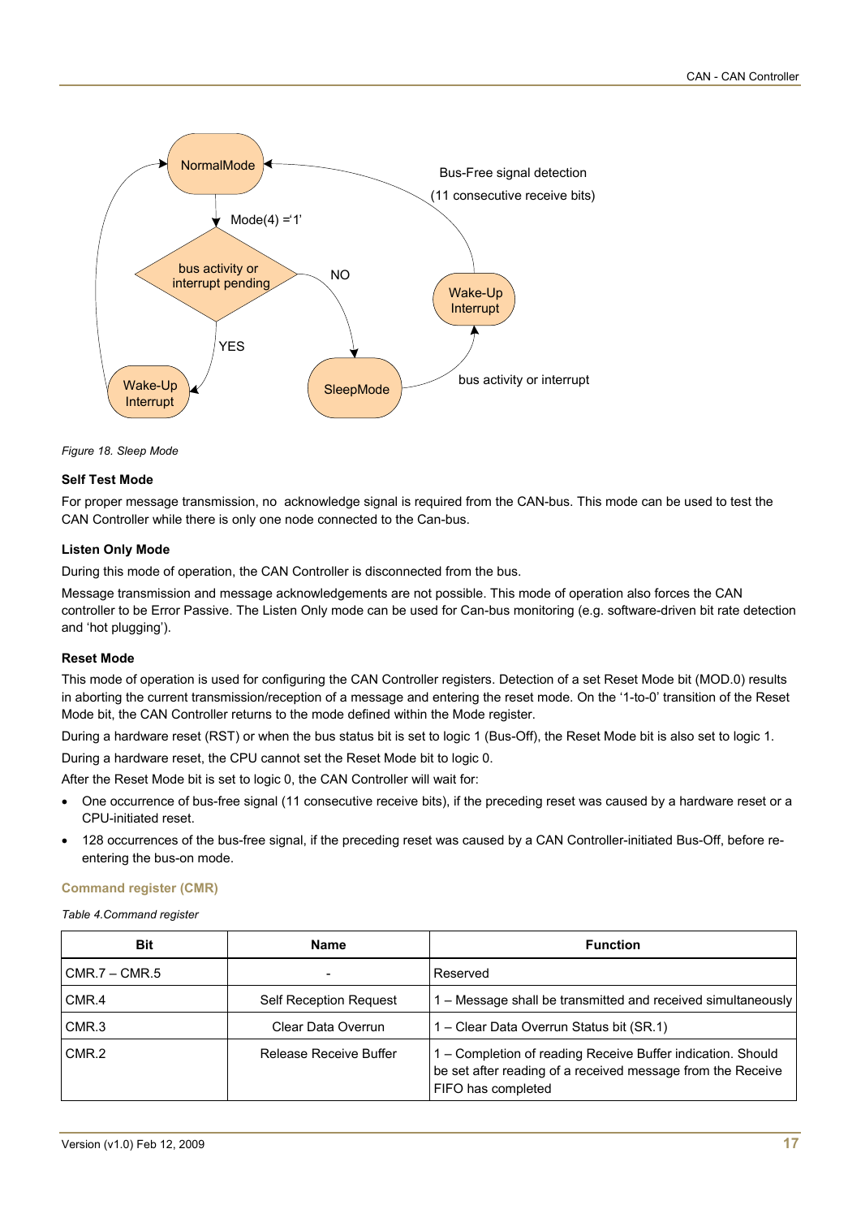*Figure 18. Sleep Mode*

### Self Test Mode

For proper message transmission, no  acknowledge signal is required from the CAN-bus. This mode can be used to test the CAN Controller while there is only one node connected to the Can-bus.

### Listen Only Mode

During this mode of operation, the CAN Controller is disconnected from the bus.

Message transmission and message acknowledgements are not possible. This mode of operation also forces the CAN controller to be Error Passive. The Listen Only mode can be used for Can-bus monitoring (e.g. software-driven bit rate detection and 'hot plugging').

### Reset Mode

This mode of operation is used for configuring the CAN Controller registers. Detection of a set Reset Mode bit (MOD.0) results in aborting the current transmission/reception of a message and entering the reset mode. On the '1-to-0' transition of the Reset Mode bit, the CAN Controller returns to the mode defined within the Mode register.

During a hardware reset (RST) or when the bus status bit is set to logic 1 (Bus-Off), the Reset Mode bit is also set to logic 1.

During a hardware reset, the CPU cannot set the Reset Mode bit to logic 0.

After the Reset Mode bit is set to logic 0, the CAN Controller will wait for:

- One occurrence of bus-free signal (11 consecutive receive bits), if the preceding reset was caused by a hardware reset or a CPU-initiated reset.
- 128 occurrences of the bus-free signal, if the preceding reset was caused by a CAN Controller-initiated Bus-Off, before re-entering the bus-on mode.

## Command register (CMR)

*Table 4.Command register*

| Bit | Name | Function |
|---|---|---|
| CMR.7 – CMR.5 | - | Reserved |
| CMR.4 | Self Reception Request | 1 – Message shall be transmitted and received simultaneously |
| CMR.3 | Clear Data Overrun | 1 – Clear Data Overrun Status bit (SR.1) |
| CMR.2 | Release Receive Buffer | 1 – Completion of reading Receive Buffer indication. Should be set after reading of a received message from the Receive FIFO has completed |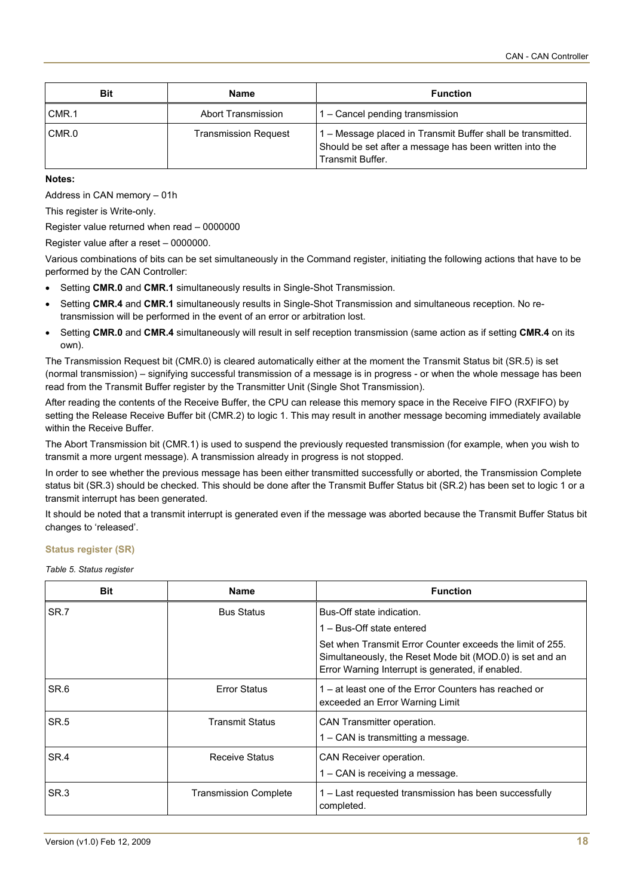| Bit | Name | Function |
|---|---|---|
| CMR.1 | Abort Transmission | 1 – Cancel pending transmission |
| CMR.0 | Transmission Request | 1 – Message placed in Transmit Buffer shall be transmitted. Should be set after a message has been written into the Transmit Buffer. |

**Notes:**

Address in CAN memory – 01h

This register is Write-only.

Register value returned when read – 0000000

Register value after a reset – 0000000.

Various combinations of bits can be set simultaneously in the Command register, initiating the following actions that have to be performed by the CAN Controller:

- Setting **CMR.0** and **CMR.1** simultaneously results in Single-Shot Transmission.
- Setting **CMR.4** and **CMR.1** simultaneously results in Single-Shot Transmission and simultaneous reception. No re-transmission will be performed in the event of an error or arbitration lost.
- Setting **CMR.0** and **CMR.4** simultaneously will result in self reception transmission (same action as if setting **CMR.4** on its own).

The Transmission Request bit (CMR.0) is cleared automatically either at the moment the Transmit Status bit (SR.5) is set (normal transmission) – signifying successful transmission of a message is in progress - or when the whole message has been read from the Transmit Buffer register by the Transmitter Unit (Single Shot Transmission).

After reading the contents of the Receive Buffer, the CPU can release this memory space in the Receive FIFO (RXFIFO) by setting the Release Receive Buffer bit (CMR.2) to logic 1. This may result in another message becoming immediately available within the Receive Buffer.

The Abort Transmission bit (CMR.1) is used to suspend the previously requested transmission (for example, when you wish to transmit a more urgent message). A transmission already in progress is not stopped.

In order to see whether the previous message has been either transmitted successfully or aborted, the Transmission Complete status bit (SR.3) should be checked. This should be done after the Transmit Buffer Status bit (SR.2) has been set to logic 1 or a transmit interrupt has been generated.

It should be noted that a transmit interrupt is generated even if the message was aborted because the Transmit Buffer Status bit changes to 'released'.

### Status register (SR)

*Table 5. Status register*

| Bit | Name | Function |
|---|---|---|
| SR.7 | Bus Status | Bus-Off state indication.<br>1 – Bus-Off state entered<br>Set when Transmit Error Counter exceeds the limit of 255. Simultaneously, the Reset Mode bit (MOD.0) is set and an Error Warning Interrupt is generated, if enabled. |
| SR.6 | Error Status | 1 – at least one of the Error Counters has reached or exceeded an Error Warning Limit |
| SR.5 | Transmit Status | CAN Transmitter operation.<br>1 – CAN is transmitting a message. |
| SR.4 | Receive Status | CAN Receiver operation.<br>1 – CAN is receiving a message. |
| SR.3 | Transmission Complete | 1 – Last requested transmission has been successfully completed. |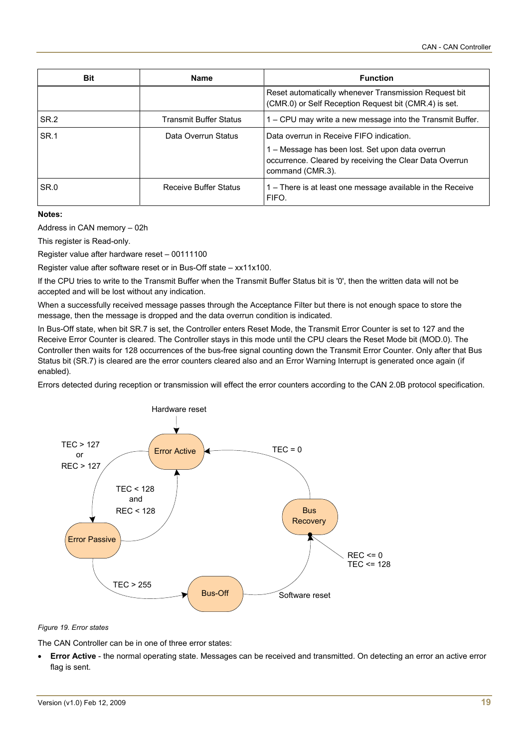| Bit | Name | Function |
|---|---|---|
| | | Reset automatically whenever Transmission Request bit (CMR.0) or Self Reception Request bit (CMR.4) is set. |
| SR.2 | Transmit Buffer Status | 1 – CPU may write a new message into the Transmit Buffer. |
| SR.1 | Data Overrun Status | Data overrun in Receive FIFO indication.<br>1 – Message has been lost. Set upon data overrun occurrence. Cleared by receiving the Clear Data Overrun command (CMR.3). |
| SR.0 | Receive Buffer Status | 1 – There is at least one message available in the Receive FIFO. |

**Notes:**

Address in CAN memory – 02h

This register is Read-only.

Register value after hardware reset – 00111100

Register value after software reset or in Bus-Off state – xx11x100.

If the CPU tries to write to the Transmit Buffer when the Transmit Buffer Status bit is '0', then the written data will not be accepted and will be lost without any indication.

When a successfully received message passes through the Acceptance Filter but there is not enough space to store the message, then the message is dropped and the data overrun condition is indicated.

In Bus-Off state, when bit SR.7 is set, the Controller enters Reset Mode, the Transmit Error Counter is set to 127 and the Receive Error Counter is cleared. The Controller stays in this mode until the CPU clears the Reset Mode bit (MOD.0). The Controller then waits for 128 occurrences of the bus-free signal counting down the Transmit Error Counter. Only after that Bus Status bit (SR.7) is cleared are the error counters cleared also and an Error Warning Interrupt is generated once again (if enabled).

Errors detected during reception or transmission will effect the error counters according to the CAN 2.0B protocol specification.

*Figure 19. Error states*

The CAN Controller can be in one of three error states:

- **Error Active** - the normal operating state. Messages can be received and transmitted. On detecting an error an active error flag is sent.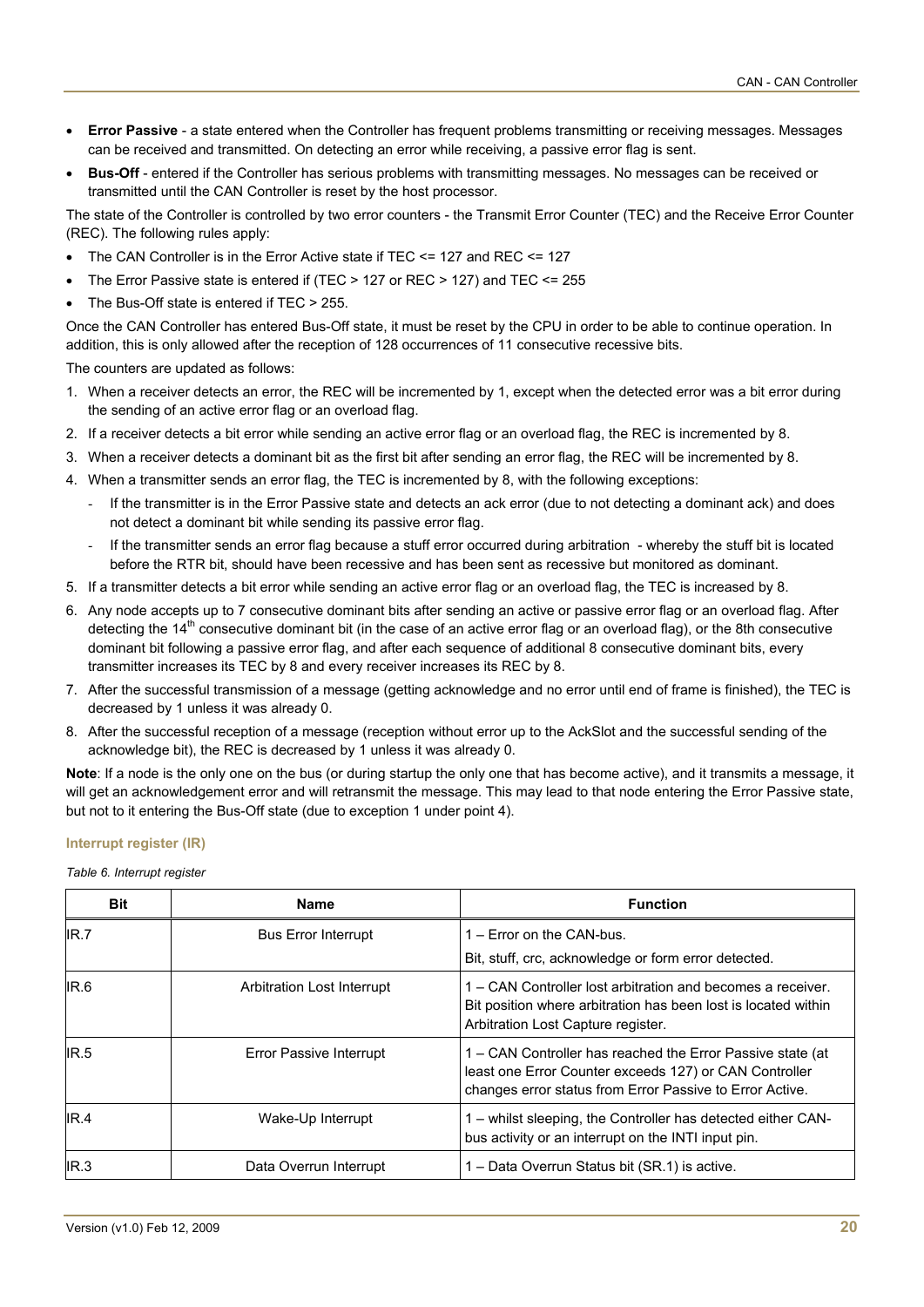- **Error Passive** - a state entered when the Controller has frequent problems transmitting or receiving messages. Messages can be received and transmitted. On detecting an error while receiving, a passive error flag is sent.
- **Bus-Off** - entered if the Controller has serious problems with transmitting messages. No messages can be received or transmitted until the CAN Controller is reset by the host processor.

The state of the Controller is controlled by two error counters - the Transmit Error Counter (TEC) and the Receive Error Counter (REC). The following rules apply:

- The CAN Controller is in the Error Active state if TEC <= 127 and REC <= 127
- The Error Passive state is entered if (TEC > 127 or REC > 127) and TEC <= 255
- The Bus-Off state is entered if TEC > 255.

Once the CAN Controller has entered Bus-Off state, it must be reset by the CPU in order to be able to continue operation. In addition, this is only allowed after the reception of 128 occurrences of 11 consecutive recessive bits.

The counters are updated as follows:

1. When a receiver detects an error, the REC will be incremented by 1, except when the detected error was a bit error during the sending of an active error flag or an overload flag.
2. If a receiver detects a bit error while sending an active error flag or an overload flag, the REC is incremented by 8.
3. When a receiver detects a dominant bit as the first bit after sending an error flag, the REC will be incremented by 8.
4. When a transmitter sends an error flag, the TEC is incremented by 8, with the following exceptions:
   - If the transmitter is in the Error Passive state and detects an ack error (due to not detecting a dominant ack) and does not detect a dominant bit while sending its passive error flag.
   - If the transmitter sends an error flag because a stuff error occurred during arbitration - whereby the stuff bit is located before the RTR bit, should have been recessive and has been sent as recessive but monitored as dominant.
5. If a transmitter detects a bit error while sending an active error flag or an overload flag, the TEC is increased by 8.
6. Any node accepts up to 7 consecutive dominant bits after sending an active or passive error flag or an overload flag. After detecting the 14th consecutive dominant bit (in the case of an active error flag or an overload flag), or the 8th consecutive dominant bit following a passive error flag, and after each sequence of additional 8 consecutive dominant bits, every transmitter increases its TEC by 8 and every receiver increases its REC by 8.
7. After the successful transmission of a message (getting acknowledge and no error until end of frame is finished), the TEC is decreased by 1 unless it was already 0.
8. After the successful reception of a message (reception without error up to the AckSlot and the successful sending of the acknowledge bit), the REC is decreased by 1 unless it was already 0.

**Note**: If a node is the only one on the bus (or during startup the only one that has become active), and it transmits a message, it will get an acknowledgement error and will retransmit the message. This may lead to that node entering the Error Passive state, but not to it entering the Bus-Off state (due to exception 1 under point 4).

### Interrupt register (IR)

*Table 6. Interrupt register*

| Bit | Name | Function |
|---|---|---|
| IR.7 | Bus Error Interrupt | 1 – Error on the CAN-bus. Bit, stuff, crc, acknowledge or form error detected. |
| IR.6 | Arbitration Lost Interrupt | 1 – CAN Controller lost arbitration and becomes a receiver. Bit position where arbitration has been lost is located within Arbitration Lost Capture register. |
| IR.5 | Error Passive Interrupt | 1 – CAN Controller has reached the Error Passive state (at least one Error Counter exceeds 127) or CAN Controller changes error status from Error Passive to Error Active. |
| IR.4 | Wake-Up Interrupt | 1 – whilst sleeping, the Controller has detected either CAN-bus activity or an interrupt on the INTI input pin. |
| IR.3 | Data Overrun Interrupt | 1 – Data Overrun Status bit (SR.1) is active. |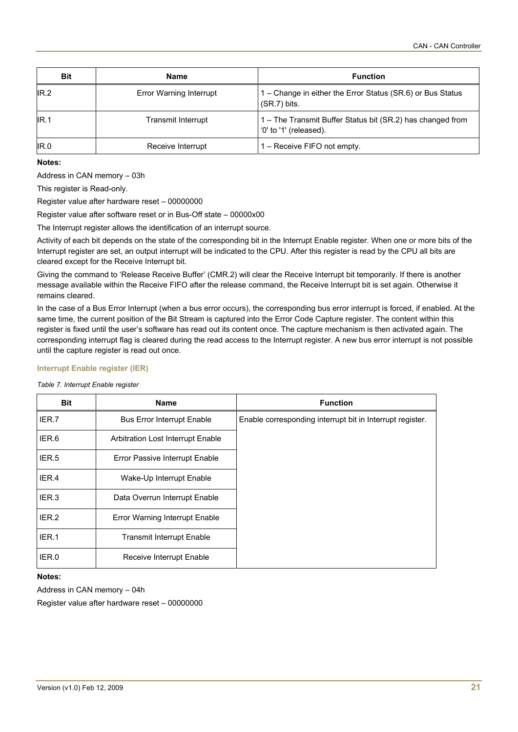| Bit | Name | Function |
|---|---|---|
| IR.2 | Error Warning Interrupt | 1 – Change in either the Error Status (SR.6) or Bus Status (SR.7) bits. |
| IR.1 | Transmit Interrupt | 1 – The Transmit Buffer Status bit (SR.2) has changed from '0' to '1' (released). |
| IR.0 | Receive Interrupt | 1 – Receive FIFO not empty. |

**Notes:**

Address in CAN memory – 03h

This register is Read-only.

Register value after hardware reset – 00000000

Register value after software reset or in Bus-Off state – 00000x00

The Interrupt register allows the identification of an interrupt source.

Activity of each bit depends on the state of the corresponding bit in the Interrupt Enable register. When one or more bits of the Interrupt register are set, an output interrupt will be indicated to the CPU. After this register is read by the CPU all bits are cleared except for the Receive Interrupt bit.

Giving the command to 'Release Receive Buffer' (CMR.2) will clear the Receive Interrupt bit temporarily. If there is another message available within the Receive FIFO after the release command, the Receive Interrupt bit is set again. Otherwise it remains cleared.

In the case of a Bus Error Interrupt (when a bus error occurs), the corresponding bus error interrupt is forced, if enabled. At the same time, the current position of the Bit Stream is captured into the Error Code Capture register. The content within this register is fixed until the user's software has read out its content once. The capture mechanism is then activated again. The corresponding interrupt flag is cleared during the read access to the Interrupt register. A new bus error interrupt is not possible until the capture register is read out once.

### Interrupt Enable register (IER)

*Table 7. Interrupt Enable register*

| Bit | Name | Function |
|---|---|---|
| IER.7 | Bus Error Interrupt Enable | Enable corresponding interrupt bit in Interrupt register. |
| IER.6 | Arbitration Lost Interrupt Enable | |
| IER.5 | Error Passive Interrupt Enable | |
| IER.4 | Wake-Up Interrupt Enable | |
| IER.3 | Data Overrun Interrupt Enable | |
| IER.2 | Error Warning Interrupt Enable | |
| IER.1 | Transmit Interrupt Enable | |
| IER.0 | Receive Interrupt Enable | |

**Notes:**

Address in CAN memory – 04h

Register value after hardware reset – 00000000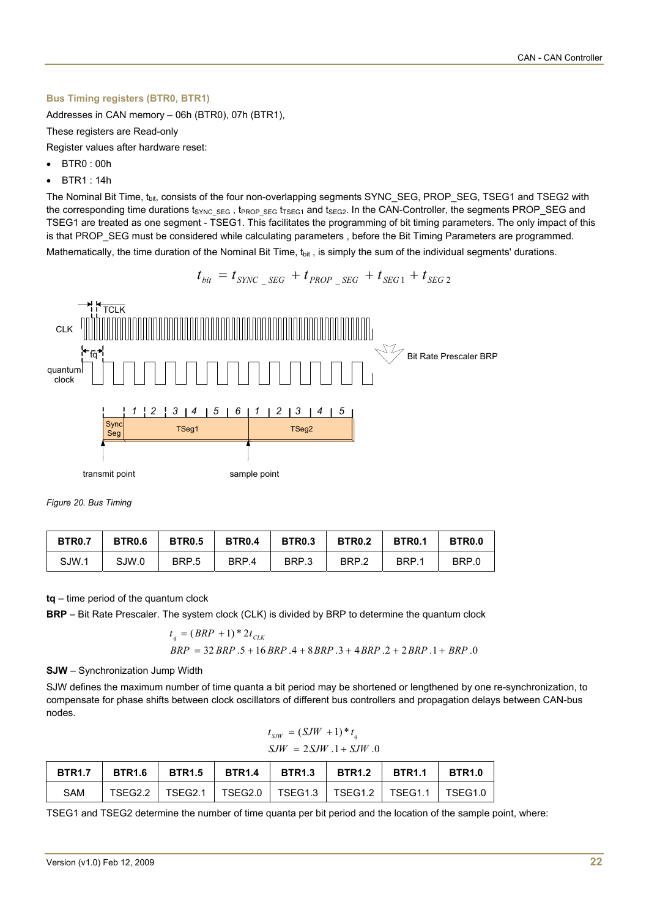### Bus Timing registers (BTR0, BTR1)

Addresses in CAN memory – 06h (BTR0), 07h (BTR1),

These registers are Read-only

Register values after hardware reset:

- BTR0 : 00h
- BTR1 : 14h

The Nominal Bit Time, $t_{bit}$, consists of the four non-overlapping segments SYNC_SEG, PROP_SEG, TSEG1 and TSEG2 with the corresponding time durations $t_{SYNC\_SEG}$ , $t_{PROP\_SEG}$ $t_{TSEG1}$ and $t_{SEG2}$. In the CAN-Controller, the segments PROP_SEG and TSEG1 are treated as one segment - TSEG1. This facilitates the programming of bit timing parameters. The only impact of this is that PROP_SEG must be considered while calculating parameters , before the Bit Timing Parameters are programmed.

Mathematically, the time duration of the Nominal Bit Time, $t_{bit}$ , is simply the sum of the individual segments' durations.

$$t_{bit} = t_{SYNC\_SEG} + t_{PROP\_SEG} + t_{SEG1} + t_{SEG2}$$

*Figure 20. Bus Timing*

| BTR0.7 | BTR0.6 | BTR0.5 | BTR0.4 | BTR0.3 | BTR0.2 | BTR0.1 | BTR0.0 |
|---|---|---|---|---|---|---|---|
| SJW.1 | SJW.0 | BRP.5 | BRP.4 | BRP.3 | BRP.2 | BRP.1 | BRP.0 |

**tq** – time period of the quantum clock

**BRP** – Bit Rate Prescaler. The system clock (CLK) is divided by BRP to determine the quantum clock

$$t_q = (BRP + 1) * 2t_{CLK}$$
$$BRP = 32\,BRP.5 + 16\,BRP.4 + 8\,BRP.3 + 4\,BRP.2 + 2\,BRP.1 + BRP.0$$

**SJW** – Synchronization Jump Width

SJW defines the maximum number of time quanta a bit period may be shortened or lengthened by one re-synchronization, to compensate for phase shifts between clock oscillators of different bus controllers and propagation delays between CAN-bus nodes.

$$t_{SJW} = (SJW + 1) * t_q$$
$$SJW = 2SJW.1 + SJW.0$$

| BTR1.7 | BTR1.6 | BTR1.5 | BTR1.4 | BTR1.3 | BTR1.2 | BTR1.1 | BTR1.0 |
|---|---|---|---|---|---|---|---|
| SAM | TSEG2.2 | TSEG2.1 | TSEG2.0 | TSEG1.3 | TSEG1.2 | TSEG1.1 | TSEG1.0 |

TSEG1 and TSEG2 determine the number of time quanta per bit period and the location of the sample point, where: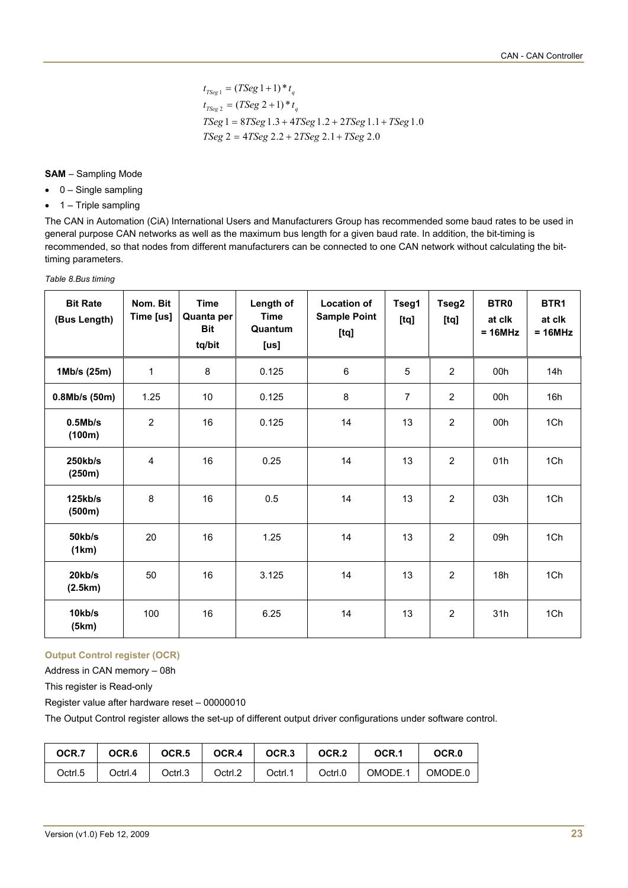$$t_{TSeg1} = (TSeg1 + 1) * t_q$$
$$t_{TSeg2} = (TSeg2 + 1) * t_q$$
$$TSeg1 = 8TSeg1.3 + 4TSeg1.2 + 2TSeg1.1 + TSeg1.0$$
$$TSeg2 = 4TSeg2.2 + 2TSeg2.1 + TSeg2.0$$

**SAM** – Sampling Mode

- 0 – Single sampling
- 1 – Triple sampling

The CAN in Automation (CiA) International Users and Manufacturers Group has recommended some baud rates to be used in general purpose CAN networks as well as the maximum bus length for a given baud rate. In addition, the bit-timing is recommended, so that nodes from different manufacturers can be connected to one CAN network without calculating the bit-timing parameters.

*Table 8.Bus timing*

| Bit Rate (Bus Length) | Nom. Bit Time [us] | Time Quanta per Bit tq/bit | Length of Time Quantum [us] | Location of Sample Point [tq] | Tseg1 [tq] | Tseg2 [tq] | BTR0 at clk = 16MHz | BTR1 at clk = 16MHz |
|---|---|---|---|---|---|---|---|---|
| **1Mb/s (25m)** | 1 | 8 | 0.125 | 6 | 5 | 2 | 00h | 14h |
| **0.8Mb/s (50m)** | 1.25 | 10 | 0.125 | 8 | 7 | 2 | 00h | 16h |
| **0.5Mb/s (100m)** | 2 | 16 | 0.125 | 14 | 13 | 2 | 00h | 1Ch |
| **250kb/s (250m)** | 4 | 16 | 0.25 | 14 | 13 | 2 | 01h | 1Ch |
| **125kb/s (500m)** | 8 | 16 | 0.5 | 14 | 13 | 2 | 03h | 1Ch |
| **50kb/s (1km)** | 20 | 16 | 1.25 | 14 | 13 | 2 | 09h | 1Ch |
| **20kb/s (2.5km)** | 50 | 16 | 3.125 | 14 | 13 | 2 | 18h | 1Ch |
| **10kb/s (5km)** | 100 | 16 | 6.25 | 14 | 13 | 2 | 31h | 1Ch |

### Output Control register (OCR)

Address in CAN memory – 08h

This register is Read-only

Register value after hardware reset – 00000010

The Output Control register allows the set-up of different output driver configurations under software control.

| OCR.7 | OCR.6 | OCR.5 | OCR.4 | OCR.3 | OCR.2 | OCR.1 | OCR.0 |
|---|---|---|---|---|---|---|---|
| Octrl.5 | Octrl.4 | Octrl.3 | Octrl.2 | Octrl.1 | Octrl.0 | OMODE.1 | OMODE.0 |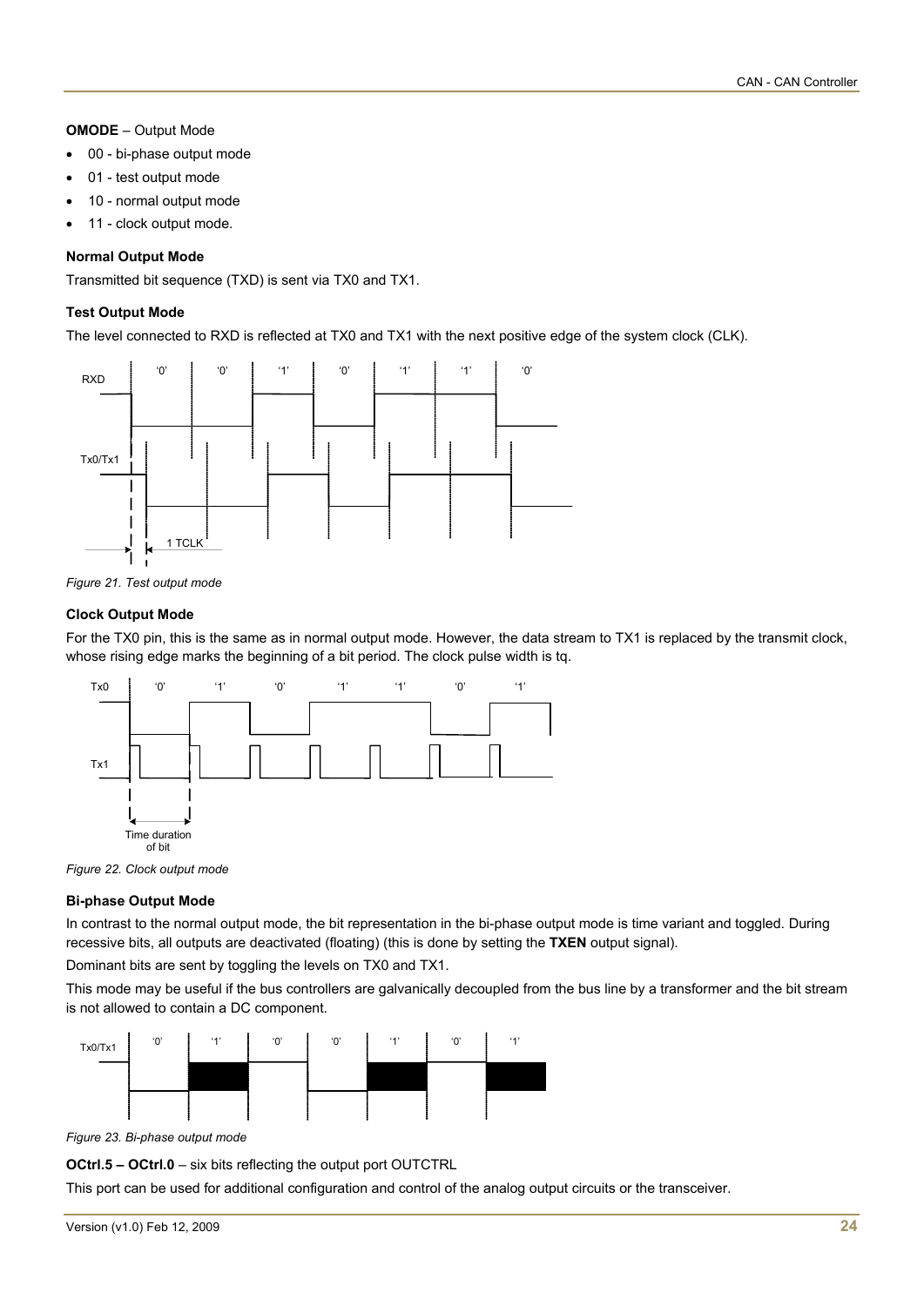**OMODE** – Output Mode

- 00 - bi-phase output mode
- 01 - test output mode
- 10 - normal output mode
- 11 - clock output mode.

**Normal Output Mode**

Transmitted bit sequence (TXD) is sent via TX0 and TX1.

**Test Output Mode**

The level connected to RXD is reflected at TX0 and TX1 with the next positive edge of the system clock (CLK).

*Figure 21. Test output mode*

**Clock Output Mode**

For the TX0 pin, this is the same as in normal output mode. However, the data stream to TX1 is replaced by the transmit clock, whose rising edge marks the beginning of a bit period. The clock pulse width is tq.

*Figure 22. Clock output mode*

**Bi-phase Output Mode**

In contrast to the normal output mode, the bit representation in the bi-phase output mode is time variant and toggled. During recessive bits, all outputs are deactivated (floating) (this is done by setting the **TXEN** output signal).

Dominant bits are sent by toggling the levels on TX0 and TX1.

This mode may be useful if the bus controllers are galvanically decoupled from the bus line by a transformer and the bit stream is not allowed to contain a DC component.

*Figure 23. Bi-phase output mode*

**OCtrl.5 – OCtrl.0** – six bits reflecting the output port OUTCTRL

This port can be used for additional configuration and control of the analog output circuits or the transceiver.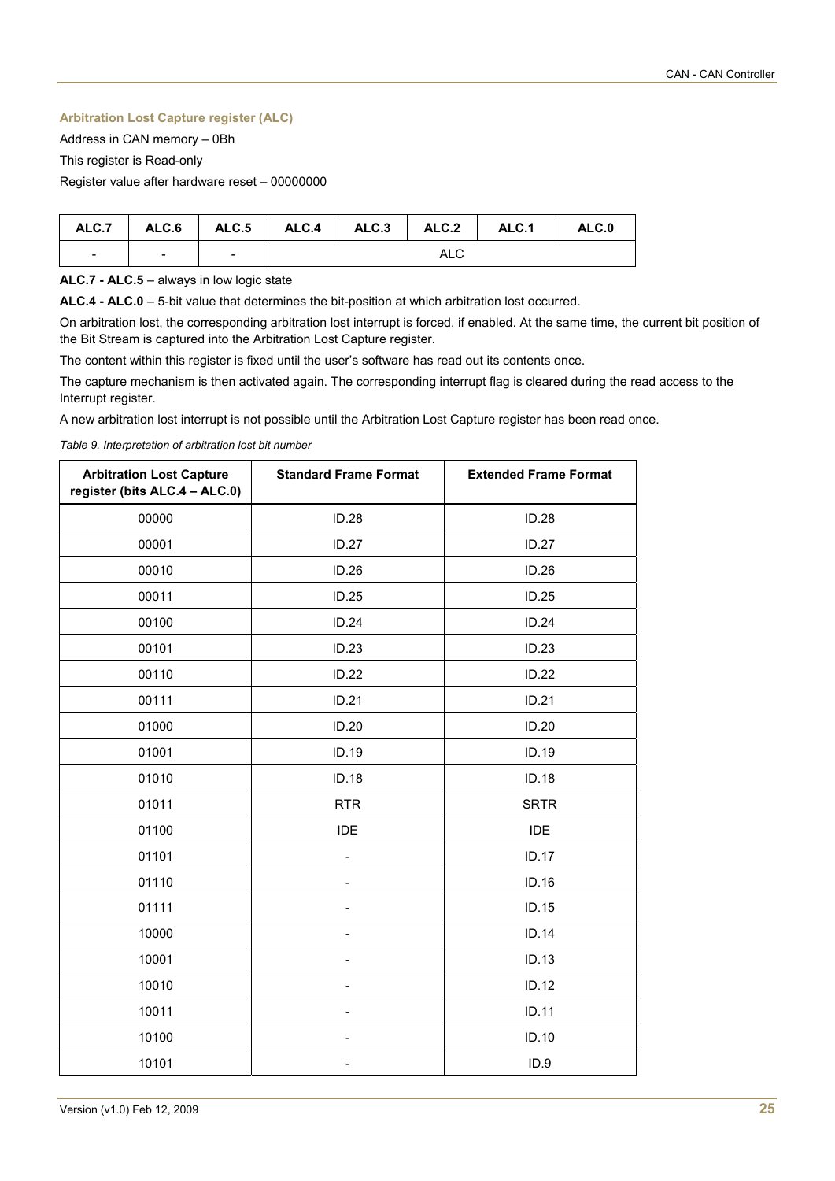### Arbitration Lost Capture register (ALC)

Address in CAN memory – 0Bh

This register is Read-only

Register value after hardware reset – 00000000

| ALC.7 | ALC.6 | ALC.5 | ALC.4 | ALC.3 | ALC.2 | ALC.1 | ALC.0 |
|---|---|---|---|---|---|---|---|
| - | - | - | ALC | | | | |

**ALC.7 - ALC.5** – always in low logic state

**ALC.4 - ALC.0** – 5-bit value that determines the bit-position at which arbitration lost occurred.

On arbitration lost, the corresponding arbitration lost interrupt is forced, if enabled. At the same time, the current bit position of the Bit Stream is captured into the Arbitration Lost Capture register.

The content within this register is fixed until the user's software has read out its contents once.

The capture mechanism is then activated again. The corresponding interrupt flag is cleared during the read access to the Interrupt register.

A new arbitration lost interrupt is not possible until the Arbitration Lost Capture register has been read once.

*Table 9. Interpretation of arbitration lost bit number*

| Arbitration Lost Capture register (bits ALC.4 – ALC.0) | Standard Frame Format | Extended Frame Format |
|---|---|---|
| 00000 | ID.28 | ID.28 |
| 00001 | ID.27 | ID.27 |
| 00010 | ID.26 | ID.26 |
| 00011 | ID.25 | ID.25 |
| 00100 | ID.24 | ID.24 |
| 00101 | ID.23 | ID.23 |
| 00110 | ID.22 | ID.22 |
| 00111 | ID.21 | ID.21 |
| 01000 | ID.20 | ID.20 |
| 01001 | ID.19 | ID.19 |
| 01010 | ID.18 | ID.18 |
| 01011 | RTR | SRTR |
| 01100 | IDE | IDE |
| 01101 | - | ID.17 |
| 01110 | - | ID.16 |
| 01111 | - | ID.15 |
| 10000 | - | ID.14 |
| 10001 | - | ID.13 |
| 10010 | - | ID.12 |
| 10011 | - | ID.11 |
| 10100 | - | ID.10 |
| 10101 | - | ID.9 |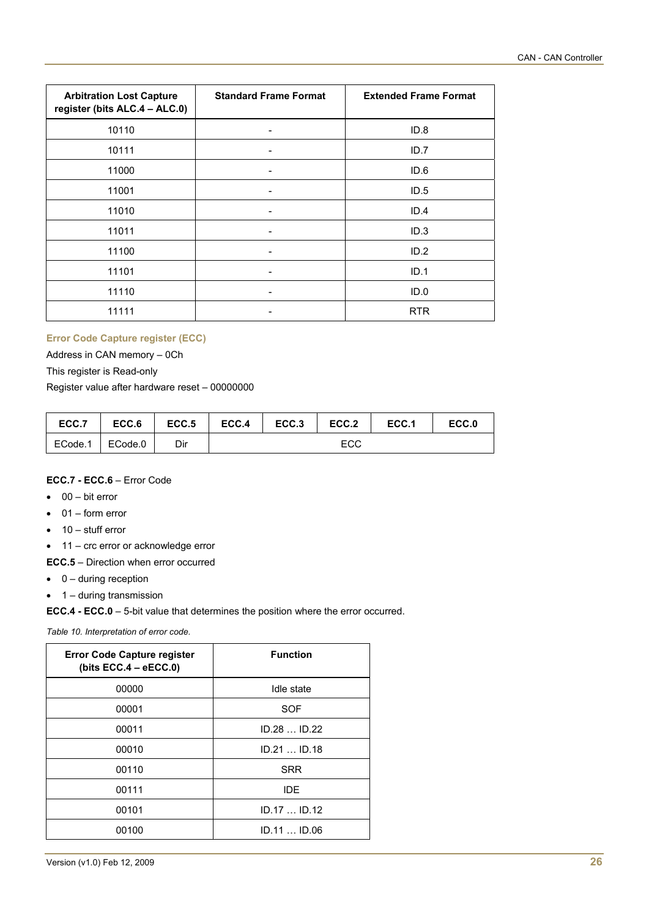| Arbitration Lost Capture register (bits ALC.4 – ALC.0) | Standard Frame Format | Extended Frame Format |
|---|---|---|
| 10110 | - | ID.8 |
| 10111 | - | ID.7 |
| 11000 | - | ID.6 |
| 11001 | - | ID.5 |
| 11010 | - | ID.4 |
| 11011 | - | ID.3 |
| 11100 | - | ID.2 |
| 11101 | - | ID.1 |
| 11110 | - | ID.0 |
| 11111 | - | RTR |

### Error Code Capture register (ECC)

Address in CAN memory – 0Ch

This register is Read-only

Register value after hardware reset – 00000000

| ECC.7 | ECC.6 | ECC.5 | ECC.4 | ECC.3 | ECC.2 | ECC.1 | ECC.0 |
|---|---|---|---|---|---|---|---|
| ECode.1 | ECode.0 | Dir | ECC | | | | |

**ECC.7 - ECC.6** – Error Code

- 00 – bit error
- 01 – form error
- 10 – stuff error
- 11 – crc error or acknowledge error

**ECC.5** – Direction when error occurred

- 0 – during reception
- 1 – during transmission

**ECC.4 - ECC.0** – 5-bit value that determines the position where the error occurred.

*Table 10. Interpretation of error code.*

| Error Code Capture register (bits ECC.4 – eECC.0) | Function |
|---|---|
| 00000 | Idle state |
| 00001 | SOF |
| 00011 | ID.28 … ID.22 |
| 00010 | ID.21 … ID.18 |
| 00110 | SRR |
| 00111 | IDE |
| 00101 | ID.17 … ID.12 |
| 00100 | ID.11 … ID.06 |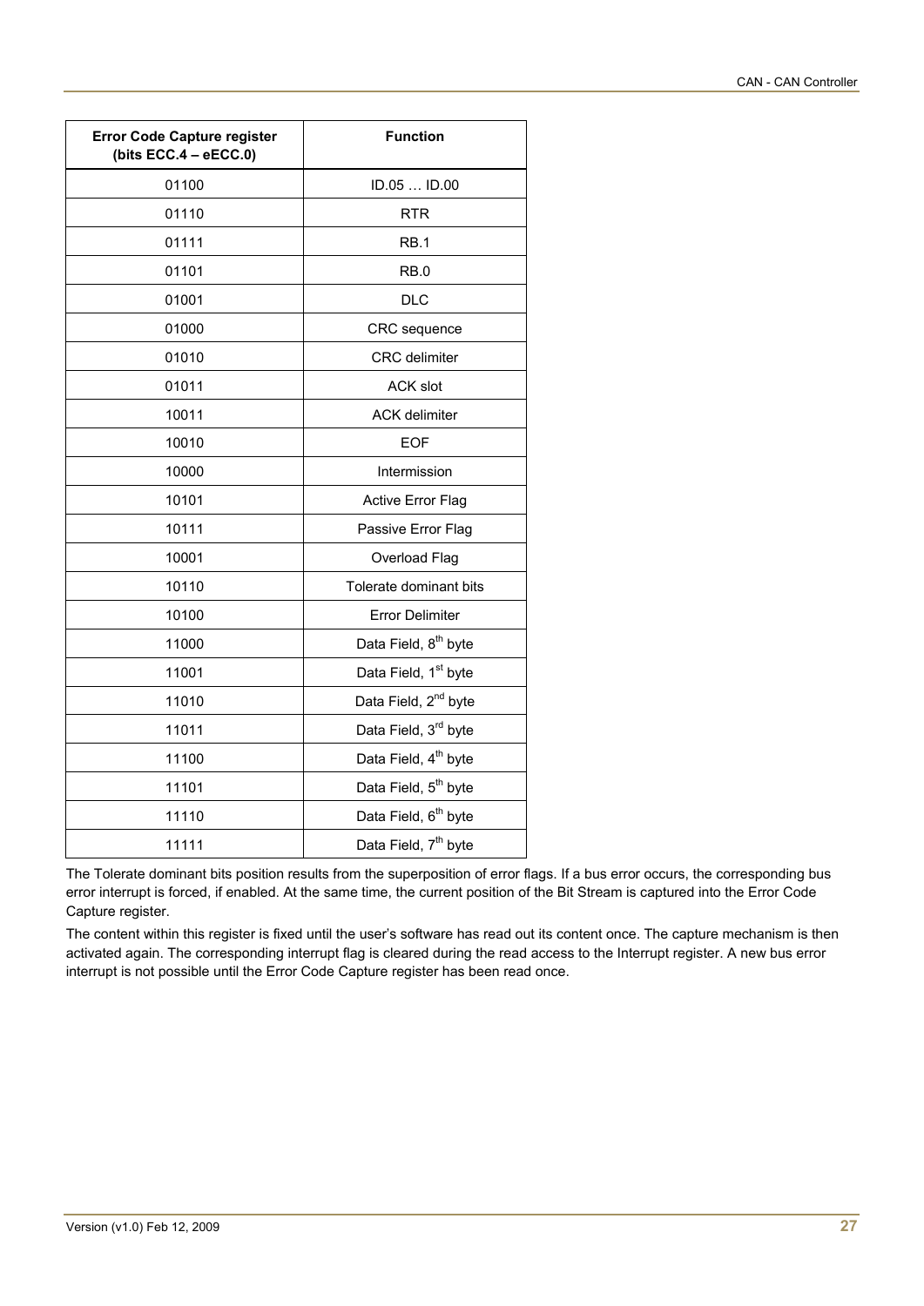| Error Code Capture register (bits ECC.4 – eECC.0) | Function |
|---|---|
| 01100 | ID.05 … ID.00 |
| 01110 | RTR |
| 01111 | RB.1 |
| 01101 | RB.0 |
| 01001 | DLC |
| 01000 | CRC sequence |
| 01010 | CRC delimiter |
| 01011 | ACK slot |
| 10011 | ACK delimiter |
| 10010 | EOF |
| 10000 | Intermission |
| 10101 | Active Error Flag |
| 10111 | Passive Error Flag |
| 10001 | Overload Flag |
| 10110 | Tolerate dominant bits |
| 10100 | Error Delimiter |
| 11000 | Data Field, 8th byte |
| 11001 | Data Field, 1st byte |
| 11010 | Data Field, 2nd byte |
| 11011 | Data Field, 3rd byte |
| 11100 | Data Field, 4th byte |
| 11101 | Data Field, 5th byte |
| 11110 | Data Field, 6th byte |
| 11111 | Data Field, 7th byte |

The Tolerate dominant bits position results from the superposition of error flags. If a bus error occurs, the corresponding bus error interrupt is forced, if enabled. At the same time, the current position of the Bit Stream is captured into the Error Code Capture register.

The content within this register is fixed until the user's software has read out its content once. The capture mechanism is then activated again. The corresponding interrupt flag is cleared during the read access to the Interrupt register. A new bus error interrupt is not possible until the Error Code Capture register has been read once.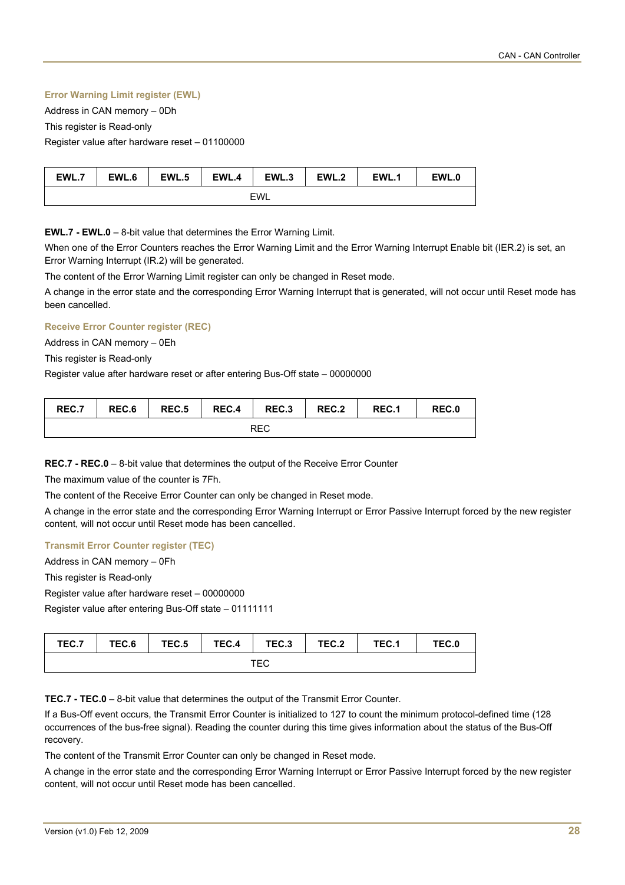### Error Warning Limit register (EWL)

Address in CAN memory – 0Dh

This register is Read-only

Register value after hardware reset – 01100000

| EWL.7 | EWL.6 | EWL.5 | EWL.4 | EWL.3 | EWL.2 | EWL.1 | EWL.0 |
|---|---|---|---|---|---|---|---|
| EWL | | | | | | | |

**EWL.7 - EWL.0** – 8-bit value that determines the Error Warning Limit.

When one of the Error Counters reaches the Error Warning Limit and the Error Warning Interrupt Enable bit (IER.2) is set, an Error Warning Interrupt (IR.2) will be generated.

The content of the Error Warning Limit register can only be changed in Reset mode.

A change in the error state and the corresponding Error Warning Interrupt that is generated, will not occur until Reset mode has been cancelled.

### Receive Error Counter register (REC)

Address in CAN memory – 0Eh

This register is Read-only

Register value after hardware reset or after entering Bus-Off state – 00000000

| REC.7 | REC.6 | REC.5 | REC.4 | REC.3 | REC.2 | REC.1 | REC.0 |
|---|---|---|---|---|---|---|---|
| REC | | | | | | | |

**REC.7 - REC.0** – 8-bit value that determines the output of the Receive Error Counter

The maximum value of the counter is 7Fh.

The content of the Receive Error Counter can only be changed in Reset mode.

A change in the error state and the corresponding Error Warning Interrupt or Error Passive Interrupt forced by the new register content, will not occur until Reset mode has been cancelled.

### Transmit Error Counter register (TEC)

Address in CAN memory – 0Fh

This register is Read-only

Register value after hardware reset – 00000000

Register value after entering Bus-Off state – 01111111

| TEC.7 | TEC.6 | TEC.5 | TEC.4 | TEC.3 | TEC.2 | TEC.1 | TEC.0 |
|---|---|---|---|---|---|---|---|
| TEC | | | | | | | |

**TEC.7 - TEC.0** – 8-bit value that determines the output of the Transmit Error Counter.

If a Bus-Off event occurs, the Transmit Error Counter is initialized to 127 to count the minimum protocol-defined time (128 occurrences of the bus-free signal). Reading the counter during this time gives information about the status of the Bus-Off recovery.

The content of the Transmit Error Counter can only be changed in Reset mode.

A change in the error state and the corresponding Error Warning Interrupt or Error Passive Interrupt forced by the new register content, will not occur until Reset mode has been cancelled.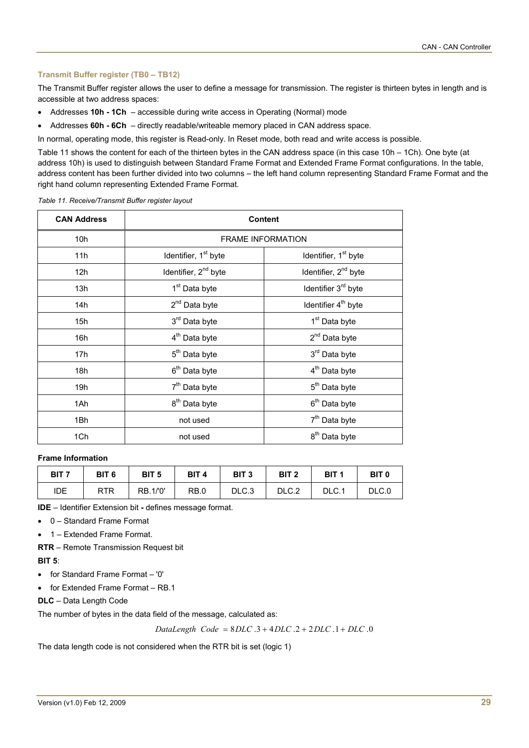### Transmit Buffer register (TB0 – TB12)

The Transmit Buffer register allows the user to define a message for transmission. The register is thirteen bytes in length and is accessible at two address spaces:

- Addresses **10h - 1Ch** – accessible during write access in Operating (Normal) mode
- Addresses **60h - 6Ch** – directly readable/writeable memory placed in CAN address space.

In normal, operating mode, this register is Read-only. In Reset mode, both read and write access is possible.

Table 11 shows the content for each of the thirteen bytes in the CAN address space (in this case 10h – 1Ch). One byte (at address 10h) is used to distinguish between Standard Frame Format and Extended Frame Format configurations. In the table, address content has been further divided into two columns – the left hand column representing Standard Frame Format and the right hand column representing Extended Frame Format.

*Table 11. Receive/Transmit Buffer register layout*

| CAN Address | Content | |
|---|---|---|
| 10h | FRAME INFORMATION | |
| 11h | Identifier, 1st byte | Identifier, 1st byte |
| 12h | Identifier, 2nd byte | Identifier, 2nd byte |
| 13h | 1st Data byte | Identifier 3rd byte |
| 14h | 2nd Data byte | Identifier 4th byte |
| 15h | 3rd Data byte | 1st Data byte |
| 16h | 4th Data byte | 2nd Data byte |
| 17h | 5th Data byte | 3rd Data byte |
| 18h | 6th Data byte | 4th Data byte |
| 19h | 7th Data byte | 5th Data byte |
| 1Ah | 8th Data byte | 6th Data byte |
| 1Bh | not used | 7th Data byte |
| 1Ch | not used | 8th Data byte |

**Frame Information**

| BIT 7 | BIT 6 | BIT 5 | BIT 4 | BIT 3 | BIT 2 | BIT 1 | BIT 0 |
|---|---|---|---|---|---|---|---|
| IDE | RTR | RB.1/'0' | RB.0 | DLC.3 | DLC.2 | DLC.1 | DLC.0 |

**IDE** – Identifier Extension bit **-** defines message format.

- 0 – Standard Frame Format
- 1 – Extended Frame Format.

**RTR** – Remote Transmission Request bit

**BIT 5**:

- for Standard Frame Format – '0'
- for Extended Frame Format – RB.1

**DLC** – Data Length Code

The number of bytes in the data field of the message, calculated as:

$$DataLength\ \ Code\ = 8DLC.3 + 4DLC.2 + 2DLC.1 + DLC.0$$

The data length code is not considered when the RTR bit is set (logic 1)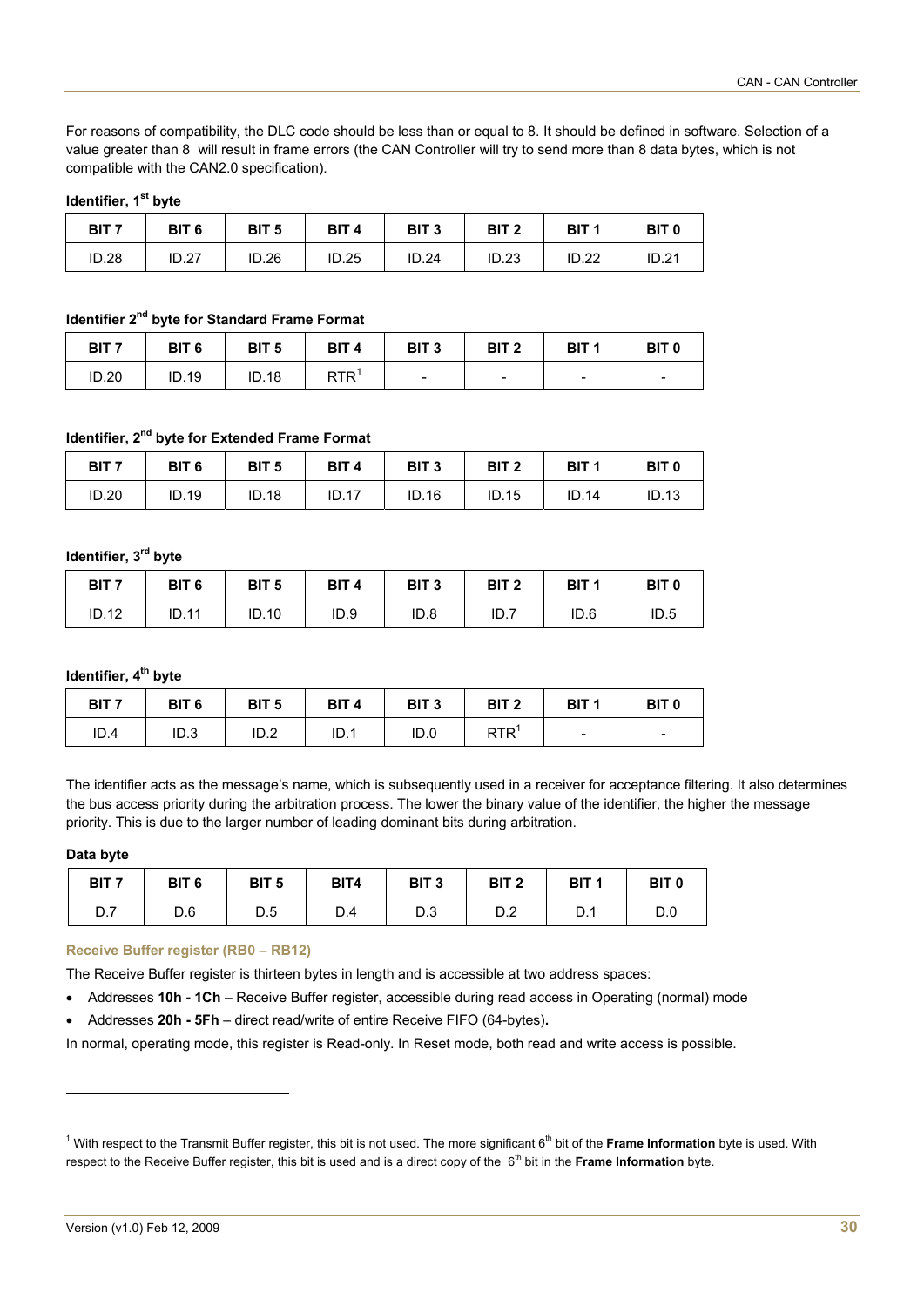For reasons of compatibility, the DLC code should be less than or equal to 8. It should be defined in software. Selection of a value greater than 8 will result in frame errors (the CAN Controller will try to send more than 8 data bytes, which is not compatible with the CAN2.0 specification).

**Identifier, 1st byte**

| BIT 7 | BIT 6 | BIT 5 | BIT 4 | BIT 3 | BIT 2 | BIT 1 | BIT 0 |
|---|---|---|---|---|---|---|---|
| ID.28 | ID.27 | ID.26 | ID.25 | ID.24 | ID.23 | ID.22 | ID.21 |

**Identifier 2nd byte for Standard Frame Format**

| BIT 7 | BIT 6 | BIT 5 | BIT 4 | BIT 3 | BIT 2 | BIT 1 | BIT 0 |
|---|---|---|---|---|---|---|---|
| ID.20 | ID.19 | ID.18 | RTR[1] | - | - | - | - |

**Identifier, 2nd byte for Extended Frame Format**

| BIT 7 | BIT 6 | BIT 5 | BIT 4 | BIT 3 | BIT 2 | BIT 1 | BIT 0 |
|---|---|---|---|---|---|---|---|
| ID.20 | ID.19 | ID.18 | ID.17 | ID.16 | ID.15 | ID.14 | ID.13 |

**Identifier, 3rd byte**

| BIT 7 | BIT 6 | BIT 5 | BIT 4 | BIT 3 | BIT 2 | BIT 1 | BIT 0 |
|---|---|---|---|---|---|---|---|
| ID.12 | ID.11 | ID.10 | ID.9 | ID.8 | ID.7 | ID.6 | ID.5 |

**Identifier, 4th byte**

| BIT 7 | BIT 6 | BIT 5 | BIT 4 | BIT 3 | BIT 2 | BIT 1 | BIT 0 |
|---|---|---|---|---|---|---|---|
| ID.4 | ID.3 | ID.2 | ID.1 | ID.0 | RTR[1] | - | - |

The identifier acts as the message's name, which is subsequently used in a receiver for acceptance filtering. It also determines the bus access priority during the arbitration process. The lower the binary value of the identifier, the higher the message priority. This is due to the larger number of leading dominant bits during arbitration.

**Data byte**

| BIT 7 | BIT 6 | BIT 5 | BIT4 | BIT 3 | BIT 2 | BIT 1 | BIT 0 |
|---|---|---|---|---|---|---|---|
| D.7 | D.6 | D.5 | D.4 | D.3 | D.2 | D.1 | D.0 |

#### Receive Buffer register (RB0 – RB12)

The Receive Buffer register is thirteen bytes in length and is accessible at two address spaces:

- Addresses **10h - 1Ch** – Receive Buffer register, accessible during read access in Operating (normal) mode
- Addresses **20h - 5Fh** – direct read/write of entire Receive FIFO (64-bytes)**.**

In normal, operating mode, this register is Read-only. In Reset mode, both read and write access is possible.

---

[1] With respect to the Transmit Buffer register, this bit is not used. The more significant 6th bit of the **Frame Information** byte is used. With respect to the Receive Buffer register, this bit is used and is a direct copy of the 6th bit in the **Frame Information** byte.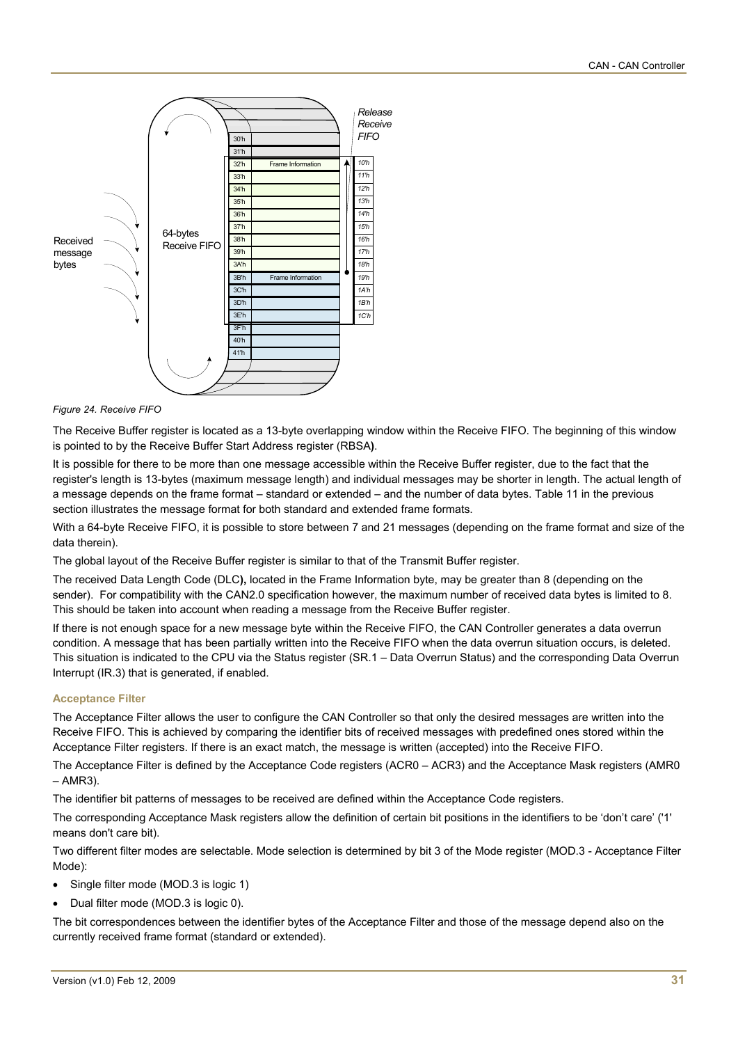*Figure 24. Receive FIFO*

The Receive Buffer register is located as a 13-byte overlapping window within the Receive FIFO. The beginning of this window is pointed to by the Receive Buffer Start Address register (RBSA**)**.

It is possible for there to be more than one message accessible within the Receive Buffer register, due to the fact that the register's length is 13-bytes (maximum message length) and individual messages may be shorter in length. The actual length of a message depends on the frame format – standard or extended – and the number of data bytes. Table 11 in the previous section illustrates the message format for both standard and extended frame formats.

With a 64-byte Receive FIFO, it is possible to store between 7 and 21 messages (depending on the frame format and size of the data therein).

The global layout of the Receive Buffer register is similar to that of the Transmit Buffer register.

The received Data Length Code (DLC**),** located in the Frame Information byte, may be greater than 8 (depending on the sender). For compatibility with the CAN2.0 specification however, the maximum number of received data bytes is limited to 8. This should be taken into account when reading a message from the Receive Buffer register.

If there is not enough space for a new message byte within the Receive FIFO, the CAN Controller generates a data overrun condition. A message that has been partially written into the Receive FIFO when the data overrun situation occurs, is deleted. This situation is indicated to the CPU via the Status register (SR.1 – Data Overrun Status) and the corresponding Data Overrun Interrupt (IR.3) that is generated, if enabled.

### Acceptance Filter

The Acceptance Filter allows the user to configure the CAN Controller so that only the desired messages are written into the Receive FIFO. This is achieved by comparing the identifier bits of received messages with predefined ones stored within the Acceptance Filter registers. If there is an exact match, the message is written (accepted) into the Receive FIFO.

The Acceptance Filter is defined by the Acceptance Code registers (ACR0 – ACR3) and the Acceptance Mask registers (AMR0 – AMR3).

The identifier bit patterns of messages to be received are defined within the Acceptance Code registers.

The corresponding Acceptance Mask registers allow the definition of certain bit positions in the identifiers to be 'don't care' ('1' means don't care bit).

Two different filter modes are selectable. Mode selection is determined by bit 3 of the Mode register (MOD.3 - Acceptance Filter Mode):

- Single filter mode (MOD.3 is logic 1)
- Dual filter mode (MOD.3 is logic 0).

The bit correspondences between the identifier bytes of the Acceptance Filter and those of the message depend also on the currently received frame format (standard or extended).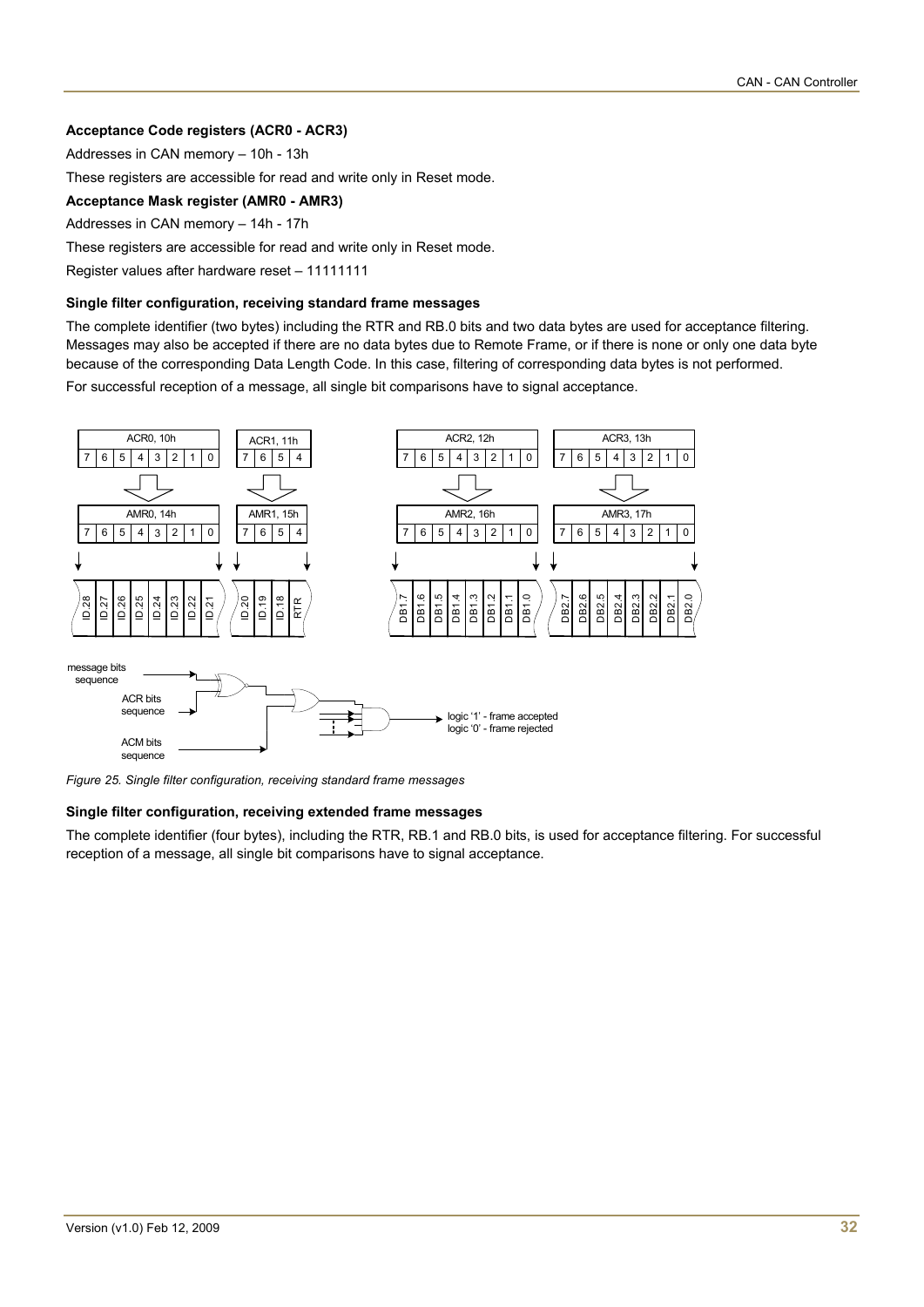**Acceptance Code registers (ACR0 - ACR3)**

Addresses in CAN memory – 10h - 13h

These registers are accessible for read and write only in Reset mode.

**Acceptance Mask register (AMR0 - AMR3)**

Addresses in CAN memory – 14h - 17h

These registers are accessible for read and write only in Reset mode.

Register values after hardware reset – 11111111

### Single filter configuration, receiving standard frame messages

The complete identifier (two bytes) including the RTR and RB.0 bits and two data bytes are used for acceptance filtering. Messages may also be accepted if there are no data bytes due to Remote Frame, or if there is none or only one data byte because of the corresponding Data Length Code. In this case, filtering of corresponding data bytes is not performed.

For successful reception of a message, all single bit comparisons have to signal acceptance.

*Figure 25. Single filter configuration, receiving standard frame messages*

### Single filter configuration, receiving extended frame messages

The complete identifier (four bytes), including the RTR, RB.1 and RB.0 bits, is used for acceptance filtering. For successful reception of a message, all single bit comparisons have to signal acceptance.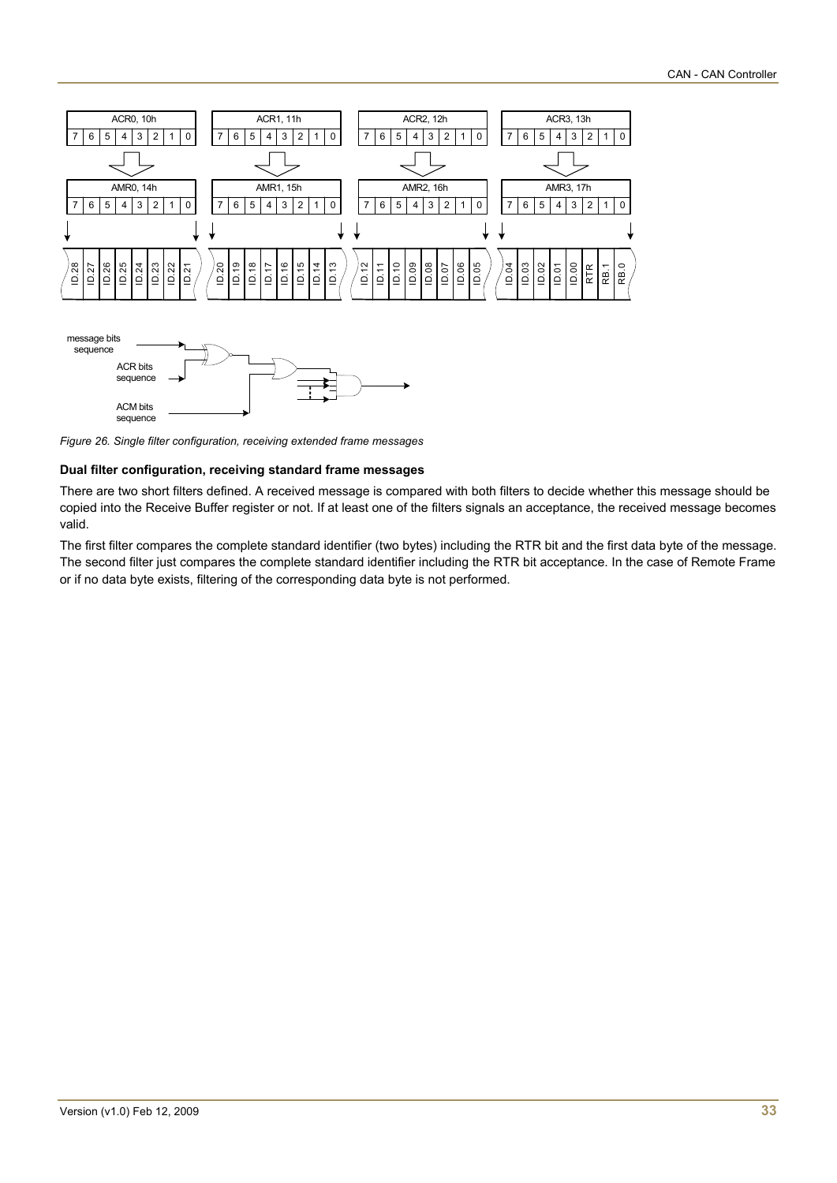*Figure 26. Single filter configuration, receiving extended frame messages*

**Dual filter configuration, receiving standard frame messages**

There are two short filters defined. A received message is compared with both filters to decide whether this message should be copied into the Receive Buffer register or not. If at least one of the filters signals an acceptance, the received message becomes valid.

The first filter compares the complete standard identifier (two bytes) including the RTR bit and the first data byte of the message. The second filter just compares the complete standard identifier including the RTR bit acceptance. In the case of Remote Frame or if no data byte exists, filtering of the corresponding data byte is not performed.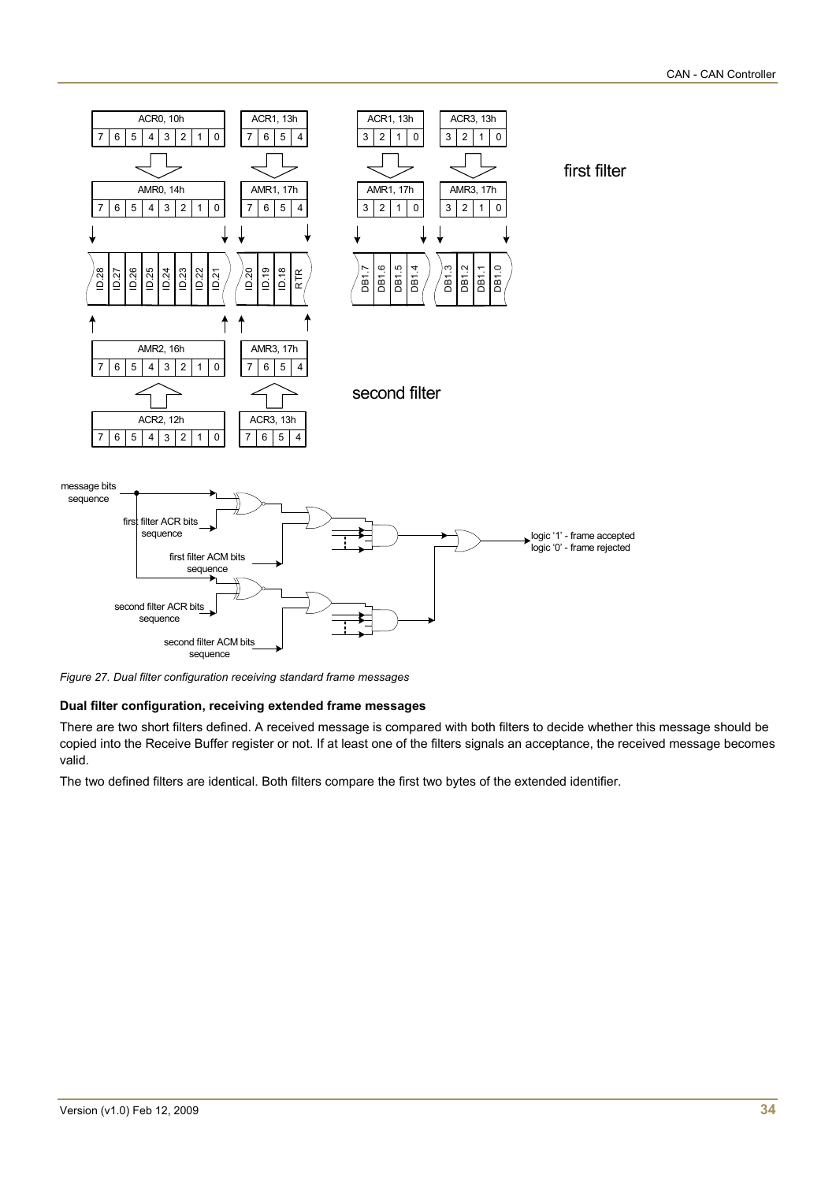*Figure 27. Dual filter configuration receiving standard frame messages*

**Dual filter configuration, receiving extended frame messages**

There are two short filters defined. A received message is compared with both filters to decide whether this message should be copied into the Receive Buffer register or not. If at least one of the filters signals an acceptance, the received message becomes valid.

The two defined filters are identical. Both filters compare the first two bytes of the extended identifier.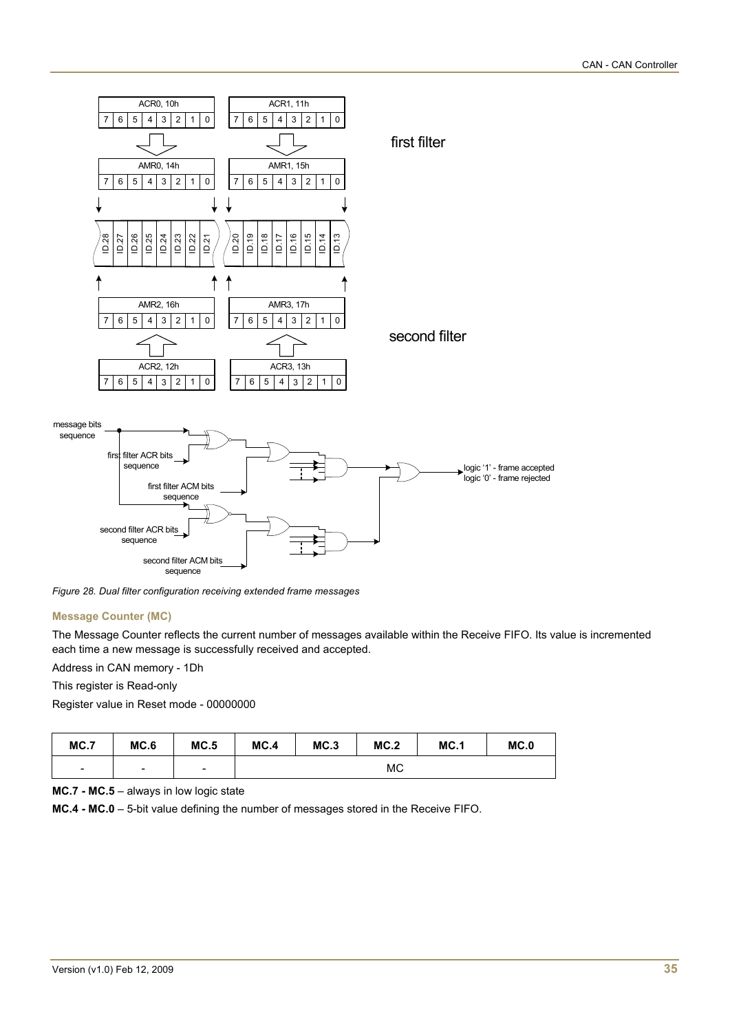*Figure 28. Dual filter configuration receiving extended frame messages*

### Message Counter (MC)

The Message Counter reflects the current number of messages available within the Receive FIFO. Its value is incremented each time a new message is successfully received and accepted.

Address in CAN memory - 1Dh

This register is Read-only

Register value in Reset mode - 00000000

| MC.7 | MC.6 | MC.5 | MC.4 | MC.3 | MC.2 | MC.1 | MC.0 |
|---|---|---|---|---|---|---|---|
| - | - | - | MC | | | | |

**MC.7 - MC.5** – always in low logic state

**MC.4 - MC.0** – 5-bit value defining the number of messages stored in the Receive FIFO.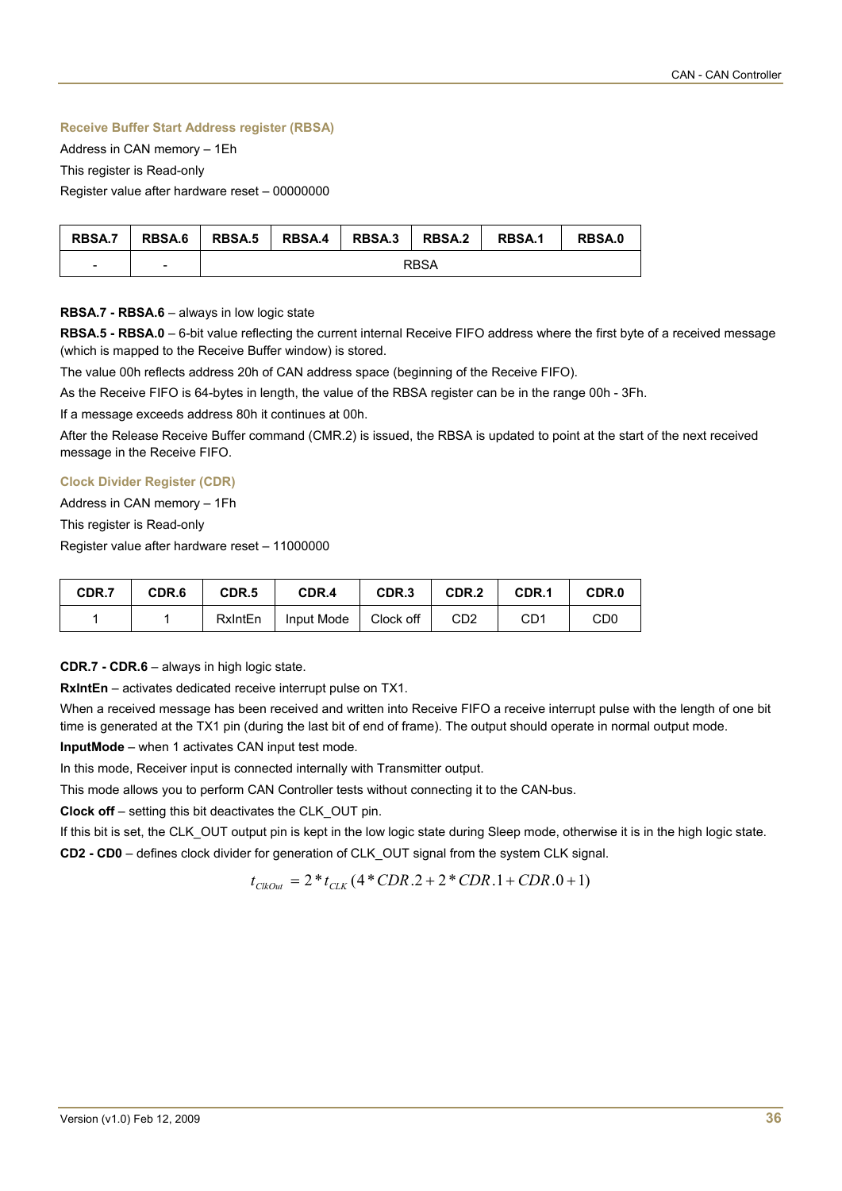### Receive Buffer Start Address register (RBSA)

Address in CAN memory – 1Eh

This register is Read-only

Register value after hardware reset – 00000000

| RBSA.7 | RBSA.6 | RBSA.5 | RBSA.4 | RBSA.3 | RBSA.2 | RBSA.1 | RBSA.0 |
|---|---|---|---|---|---|---|---|
| - | - | RBSA | | | | | |

**RBSA.7 - RBSA.6** – always in low logic state

**RBSA.5 - RBSA.0** – 6-bit value reflecting the current internal Receive FIFO address where the first byte of a received message (which is mapped to the Receive Buffer window) is stored.

The value 00h reflects address 20h of CAN address space (beginning of the Receive FIFO).

As the Receive FIFO is 64-bytes in length, the value of the RBSA register can be in the range 00h - 3Fh.

If a message exceeds address 80h it continues at 00h.

After the Release Receive Buffer command (CMR.2) is issued, the RBSA is updated to point at the start of the next received message in the Receive FIFO.

### Clock Divider Register (CDR)

Address in CAN memory – 1Fh

This register is Read-only

Register value after hardware reset – 11000000

| CDR.7 | CDR.6 | CDR.5 | CDR.4 | CDR.3 | CDR.2 | CDR.1 | CDR.0 |
|---|---|---|---|---|---|---|---|
| 1 | 1 | RxIntEn | Input Mode | Clock off | CD2 | CD1 | CD0 |

**CDR.7 - CDR.6** – always in high logic state.

**RxIntEn** – activates dedicated receive interrupt pulse on TX1.

When a received message has been received and written into Receive FIFO a receive interrupt pulse with the length of one bit time is generated at the TX1 pin (during the last bit of end of frame). The output should operate in normal output mode.

**InputMode** – when 1 activates CAN input test mode.

In this mode, Receiver input is connected internally with Transmitter output.

This mode allows you to perform CAN Controller tests without connecting it to the CAN-bus.

**Clock off** – setting this bit deactivates the CLK_OUT pin.

If this bit is set, the CLK_OUT output pin is kept in the low logic state during Sleep mode, otherwise it is in the high logic state.

**CD2 - CD0** – defines clock divider for generation of CLK_OUT signal from the system CLK signal.

$$t_{ClkOut} = 2 * t_{CLK} (4 * CDR.2 + 2 * CDR.1 + CDR.0 + 1)$$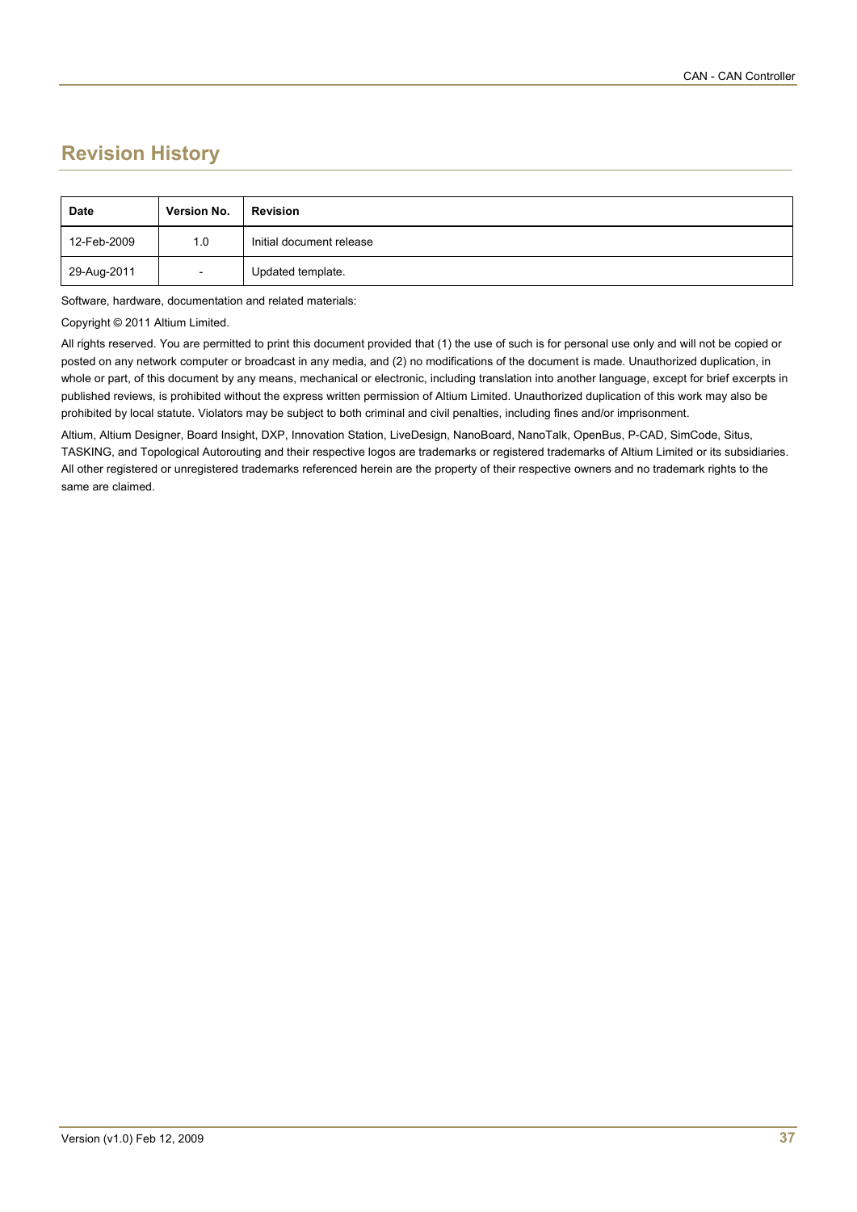# Revision History

| Date | Version No. | Revision |
|---|---|---|
| 12-Feb-2009 | 1.0 | Initial document release |
| 29-Aug-2011 | - | Updated template. |

Software, hardware, documentation and related materials:

Copyright © 2011 Altium Limited.

All rights reserved. You are permitted to print this document provided that (1) the use of such is for personal use only and will not be copied or posted on any network computer or broadcast in any media, and (2) no modifications of the document is made. Unauthorized duplication, in whole or part, of this document by any means, mechanical or electronic, including translation into another language, except for brief excerpts in published reviews, is prohibited without the express written permission of Altium Limited. Unauthorized duplication of this work may also be prohibited by local statute. Violators may be subject to both criminal and civil penalties, including fines and/or imprisonment.

Altium, Altium Designer, Board Insight, DXP, Innovation Station, LiveDesign, NanoBoard, NanoTalk, OpenBus, P-CAD, SimCode, Situs, TASKING, and Topological Autorouting and their respective logos are trademarks or registered trademarks of Altium Limited or its subsidiaries. All other registered or unregistered trademarks referenced herein are the property of their respective owners and no trademark rights to the same are claimed.